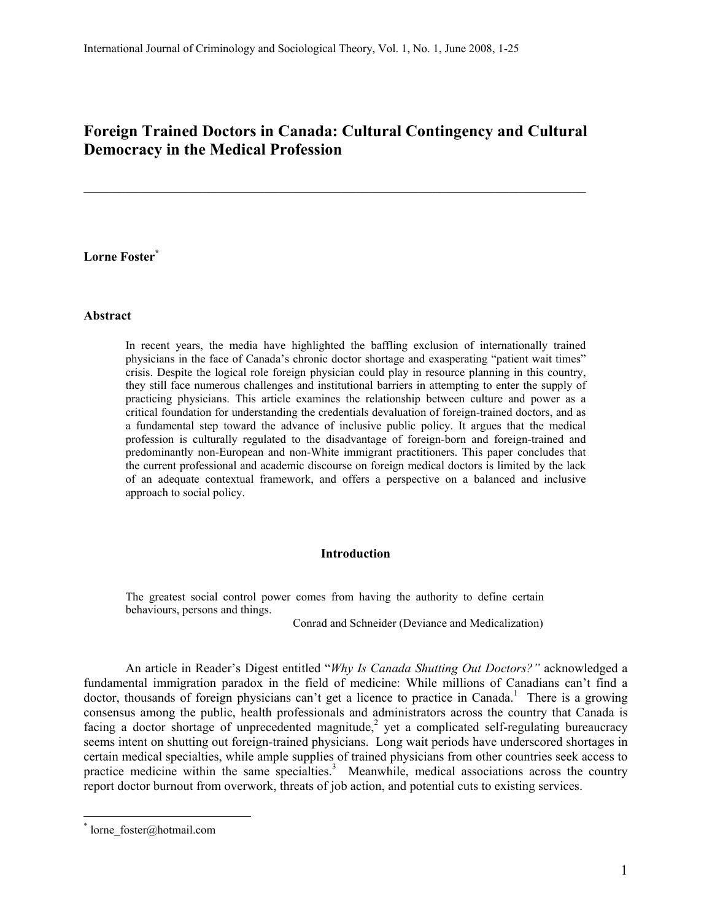# Foreign Trained Doctors in Canada: Cultural Contingency and Cultural Democracy in the Medical Profession

---

**Lorne Foster***

## Abstract

> In recent years, the media have highlighted the baffling exclusion of internationally trained physicians in the face of Canada's chronic doctor shortage and exasperating "patient wait times" crisis. Despite the logical role foreign physician could play in resource planning in this country, they still face numerous challenges and institutional barriers in attempting to enter the supply of practicing physicians. This article examines the relationship between culture and power as a critical foundation for understanding the credentials devaluation of foreign-trained doctors, and as a fundamental step toward the advance of inclusive public policy. It argues that the medical profession is culturally regulated to the disadvantage of foreign-born and foreign-trained and predominantly non-European and non-White immigrant practitioners. This paper concludes that the current professional and academic discourse on foreign medical doctors is limited by the lack of an adequate contextual framework, and offers a perspective on a balanced and inclusive approach to social policy.

## Introduction

> The greatest social control power comes from having the authority to define certain behaviours, persons and things.
>
> Conrad and Schneider (Deviance and Medicalization)

An article in Reader's Digest entitled "*Why Is Canada Shutting Out Doctors?"* acknowledged a fundamental immigration paradox in the field of medicine: While millions of Canadians can't find a doctor, thousands of foreign physicians can't get a licence to practice in Canada.[1] There is a growing consensus among the public, health professionals and administrators across the country that Canada is facing a doctor shortage of unprecedented magnitude,[2] yet a complicated self-regulating bureaucracy seems intent on shutting out foreign-trained physicians. Long wait periods have underscored shortages in certain medical specialties, while ample supplies of trained physicians from other countries seek access to practice medicine within the same specialties.[3] Meanwhile, medical associations across the country report doctor burnout from overwork, threats of job action, and potential cuts to existing services.

---

* lorne_foster@hotmail.com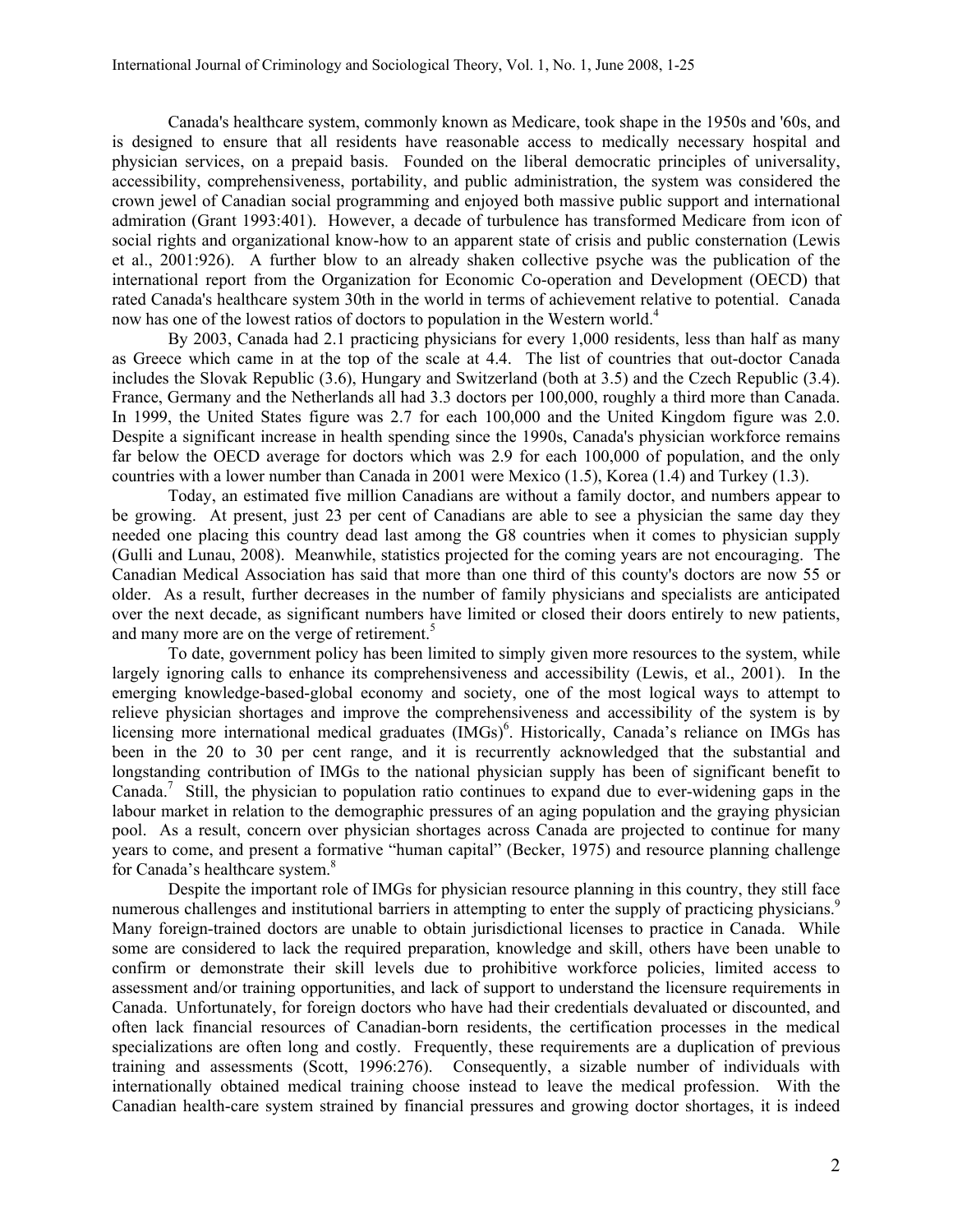Canada's healthcare system, commonly known as Medicare, took shape in the 1950s and '60s, and is designed to ensure that all residents have reasonable access to medically necessary hospital and physician services, on a prepaid basis. Founded on the liberal democratic principles of universality, accessibility, comprehensiveness, portability, and public administration, the system was considered the crown jewel of Canadian social programming and enjoyed both massive public support and international admiration (Grant 1993:401). However, a decade of turbulence has transformed Medicare from icon of social rights and organizational know-how to an apparent state of crisis and public consternation (Lewis et al., 2001:926). A further blow to an already shaken collective psyche was the publication of the international report from the Organization for Economic Co-operation and Development (OECD) that rated Canada's healthcare system 30th in the world in terms of achievement relative to potential. Canada now has one of the lowest ratios of doctors to population in the Western world.[4]

By 2003, Canada had 2.1 practicing physicians for every 1,000 residents, less than half as many as Greece which came in at the top of the scale at 4.4. The list of countries that out-doctor Canada includes the Slovak Republic (3.6), Hungary and Switzerland (both at 3.5) and the Czech Republic (3.4). France, Germany and the Netherlands all had 3.3 doctors per 100,000, roughly a third more than Canada. In 1999, the United States figure was 2.7 for each 100,000 and the United Kingdom figure was 2.0. Despite a significant increase in health spending since the 1990s, Canada's physician workforce remains far below the OECD average for doctors which was 2.9 for each 100,000 of population, and the only countries with a lower number than Canada in 2001 were Mexico (1.5), Korea (1.4) and Turkey (1.3).

Today, an estimated five million Canadians are without a family doctor, and numbers appear to be growing. At present, just 23 per cent of Canadians are able to see a physician the same day they needed one placing this country dead last among the G8 countries when it comes to physician supply (Gulli and Lunau, 2008). Meanwhile, statistics projected for the coming years are not encouraging. The Canadian Medical Association has said that more than one third of this county's doctors are now 55 or older. As a result, further decreases in the number of family physicians and specialists are anticipated over the next decade, as significant numbers have limited or closed their doors entirely to new patients, and many more are on the verge of retirement.[5]

To date, government policy has been limited to simply given more resources to the system, while largely ignoring calls to enhance its comprehensiveness and accessibility (Lewis, et al., 2001). In the emerging knowledge-based-global economy and society, one of the most logical ways to attempt to relieve physician shortages and improve the comprehensiveness and accessibility of the system is by licensing more international medical graduates (IMGs)[6]. Historically, Canada's reliance on IMGs has been in the 20 to 30 per cent range, and it is recurrently acknowledged that the substantial and longstanding contribution of IMGs to the national physician supply has been of significant benefit to Canada.[7] Still, the physician to population ratio continues to expand due to ever-widening gaps in the labour market in relation to the demographic pressures of an aging population and the graying physician pool. As a result, concern over physician shortages across Canada are projected to continue for many years to come, and present a formative "human capital" (Becker, 1975) and resource planning challenge for Canada's healthcare system.[8]

Despite the important role of IMGs for physician resource planning in this country, they still face numerous challenges and institutional barriers in attempting to enter the supply of practicing physicians.[9] Many foreign-trained doctors are unable to obtain jurisdictional licenses to practice in Canada. While some are considered to lack the required preparation, knowledge and skill, others have been unable to confirm or demonstrate their skill levels due to prohibitive workforce policies, limited access to assessment and/or training opportunities, and lack of support to understand the licensure requirements in Canada. Unfortunately, for foreign doctors who have had their credentials devaluated or discounted, and often lack financial resources of Canadian-born residents, the certification processes in the medical specializations are often long and costly. Frequently, these requirements are a duplication of previous training and assessments (Scott, 1996:276). Consequently, a sizable number of individuals with internationally obtained medical training choose instead to leave the medical profession. With the Canadian health-care system strained by financial pressures and growing doctor shortages, it is indeed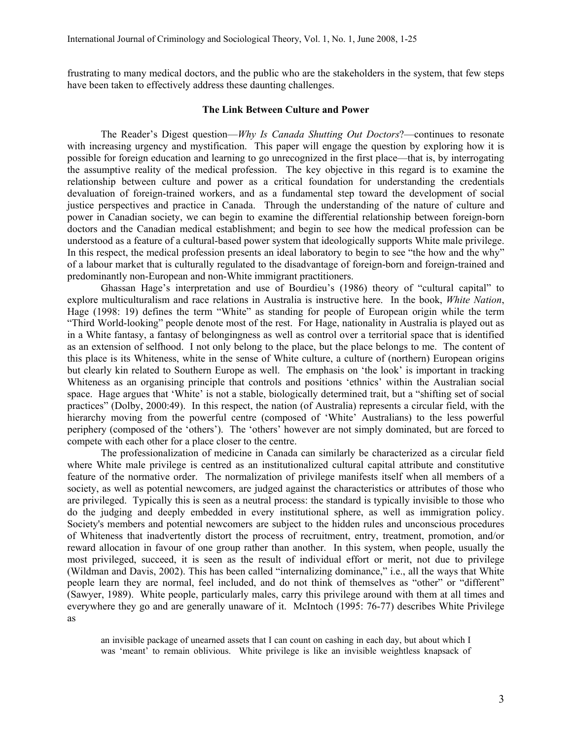frustrating to many medical doctors, and the public who are the stakeholders in the system, that few steps have been taken to effectively address these daunting challenges.

## The Link Between Culture and Power

The Reader's Digest question—*Why Is Canada Shutting Out Doctors*?—continues to resonate with increasing urgency and mystification. This paper will engage the question by exploring how it is possible for foreign education and learning to go unrecognized in the first place—that is, by interrogating the assumptive reality of the medical profession. The key objective in this regard is to examine the relationship between culture and power as a critical foundation for understanding the credentials devaluation of foreign-trained workers, and as a fundamental step toward the development of social justice perspectives and practice in Canada. Through the understanding of the nature of culture and power in Canadian society, we can begin to examine the differential relationship between foreign-born doctors and the Canadian medical establishment; and begin to see how the medical profession can be understood as a feature of a cultural-based power system that ideologically supports White male privilege. In this respect, the medical profession presents an ideal laboratory to begin to see "the how and the why" of a labour market that is culturally regulated to the disadvantage of foreign-born and foreign-trained and predominantly non-European and non-White immigrant practitioners.

Ghassan Hage's interpretation and use of Bourdieu's (1986) theory of "cultural capital" to explore multiculturalism and race relations in Australia is instructive here. In the book, *White Nation*, Hage (1998: 19) defines the term "White" as standing for people of European origin while the term "Third World-looking" people denote most of the rest. For Hage, nationality in Australia is played out as in a White fantasy, a fantasy of belongingness as well as control over a territorial space that is identified as an extension of selfhood. I not only belong to the place, but the place belongs to me. The content of this place is its Whiteness, white in the sense of White culture, a culture of (northern) European origins but clearly kin related to Southern Europe as well. The emphasis on 'the look' is important in tracking Whiteness as an organising principle that controls and positions 'ethnics' within the Australian social space. Hage argues that 'White' is not a stable, biologically determined trait, but a "shifting set of social practices" (Dolby, 2000:49). In this respect, the nation (of Australia) represents a circular field, with the hierarchy moving from the powerful centre (composed of 'White' Australians) to the less powerful periphery (composed of the 'others'). The 'others' however are not simply dominated, but are forced to compete with each other for a place closer to the centre.

The professionalization of medicine in Canada can similarly be characterized as a circular field where White male privilege is centred as an institutionalized cultural capital attribute and constitutive feature of the normative order. The normalization of privilege manifests itself when all members of a society, as well as potential newcomers, are judged against the characteristics or attributes of those who are privileged. Typically this is seen as a neutral process: the standard is typically invisible to those who do the judging and deeply embedded in every institutional sphere, as well as immigration policy. Society's members and potential newcomers are subject to the hidden rules and unconscious procedures of Whiteness that inadvertently distort the process of recruitment, entry, treatment, promotion, and/or reward allocation in favour of one group rather than another. In this system, when people, usually the most privileged, succeed, it is seen as the result of individual effort or merit, not due to privilege (Wildman and Davis, 2002). This has been called "internalizing dominance," i.e., all the ways that White people learn they are normal, feel included, and do not think of themselves as "other" or "different" (Sawyer, 1989). White people, particularly males, carry this privilege around with them at all times and everywhere they go and are generally unaware of it. McIntoch (1995: 76-77) describes White Privilege as

> an invisible package of unearned assets that I can count on cashing in each day, but about which I was 'meant' to remain oblivious. White privilege is like an invisible weightless knapsack of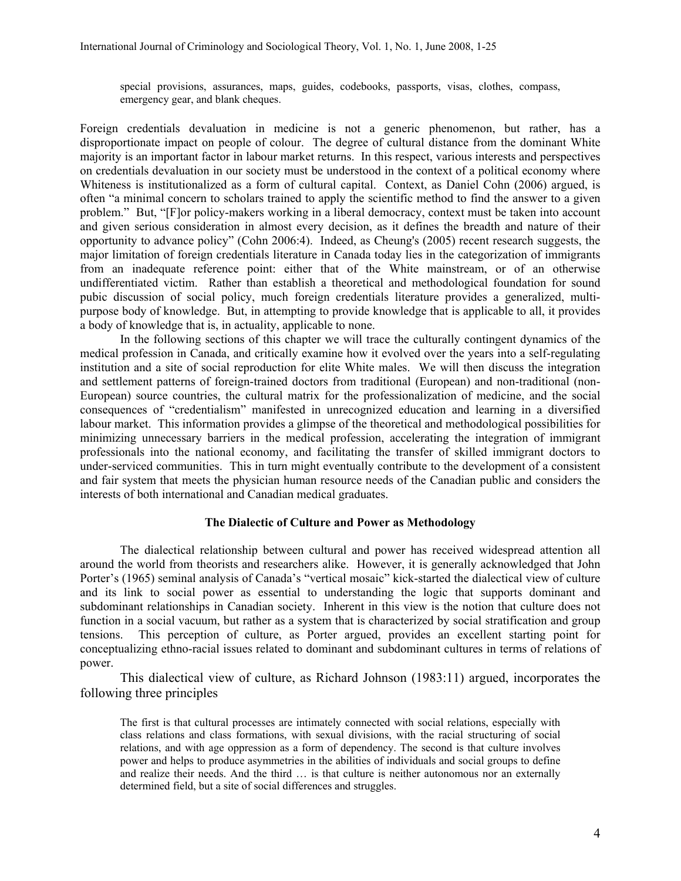> special provisions, assurances, maps, guides, codebooks, passports, visas, clothes, compass, emergency gear, and blank cheques.

Foreign credentials devaluation in medicine is not a generic phenomenon, but rather, has a disproportionate impact on people of colour. The degree of cultural distance from the dominant White majority is an important factor in labour market returns. In this respect, various interests and perspectives on credentials devaluation in our society must be understood in the context of a political economy where Whiteness is institutionalized as a form of cultural capital. Context, as Daniel Cohn (2006) argued, is often "a minimal concern to scholars trained to apply the scientific method to find the answer to a given problem." But, "[F]or policy-makers working in a liberal democracy, context must be taken into account and given serious consideration in almost every decision, as it defines the breadth and nature of their opportunity to advance policy" (Cohn 2006:4). Indeed, as Cheung's (2005) recent research suggests, the major limitation of foreign credentials literature in Canada today lies in the categorization of immigrants from an inadequate reference point: either that of the White mainstream, or of an otherwise undifferentiated victim. Rather than establish a theoretical and methodological foundation for sound pubic discussion of social policy, much foreign credentials literature provides a generalized, multi-purpose body of knowledge. But, in attempting to provide knowledge that is applicable to all, it provides a body of knowledge that is, in actuality, applicable to none.

In the following sections of this chapter we will trace the culturally contingent dynamics of the medical profession in Canada, and critically examine how it evolved over the years into a self-regulating institution and a site of social reproduction for elite White males. We will then discuss the integration and settlement patterns of foreign-trained doctors from traditional (European) and non-traditional (non-European) source countries, the cultural matrix for the professionalization of medicine, and the social consequences of "credentialism" manifested in unrecognized education and learning in a diversified labour market. This information provides a glimpse of the theoretical and methodological possibilities for minimizing unnecessary barriers in the medical profession, accelerating the integration of immigrant professionals into the national economy, and facilitating the transfer of skilled immigrant doctors to under-serviced communities. This in turn might eventually contribute to the development of a consistent and fair system that meets the physician human resource needs of the Canadian public and considers the interests of both international and Canadian medical graduates.

**The Dialectic of Culture and Power as Methodology**

The dialectical relationship between cultural and power has received widespread attention all around the world from theorists and researchers alike. However, it is generally acknowledged that John Porter's (1965) seminal analysis of Canada's "vertical mosaic" kick-started the dialectical view of culture and its link to social power as essential to understanding the logic that supports dominant and subdominant relationships in Canadian society. Inherent in this view is the notion that culture does not function in a social vacuum, but rather as a system that is characterized by social stratification and group tensions. This perception of culture, as Porter argued, provides an excellent starting point for conceptualizing ethno-racial issues related to dominant and subdominant cultures in terms of relations of power.

This dialectical view of culture, as Richard Johnson (1983:11) argued, incorporates the following three principles

> The first is that cultural processes are intimately connected with social relations, especially with class relations and class formations, with sexual divisions, with the racial structuring of social relations, and with age oppression as a form of dependency. The second is that culture involves power and helps to produce asymmetries in the abilities of individuals and social groups to define and realize their needs. And the third … is that culture is neither autonomous nor an externally determined field, but a site of social differences and struggles.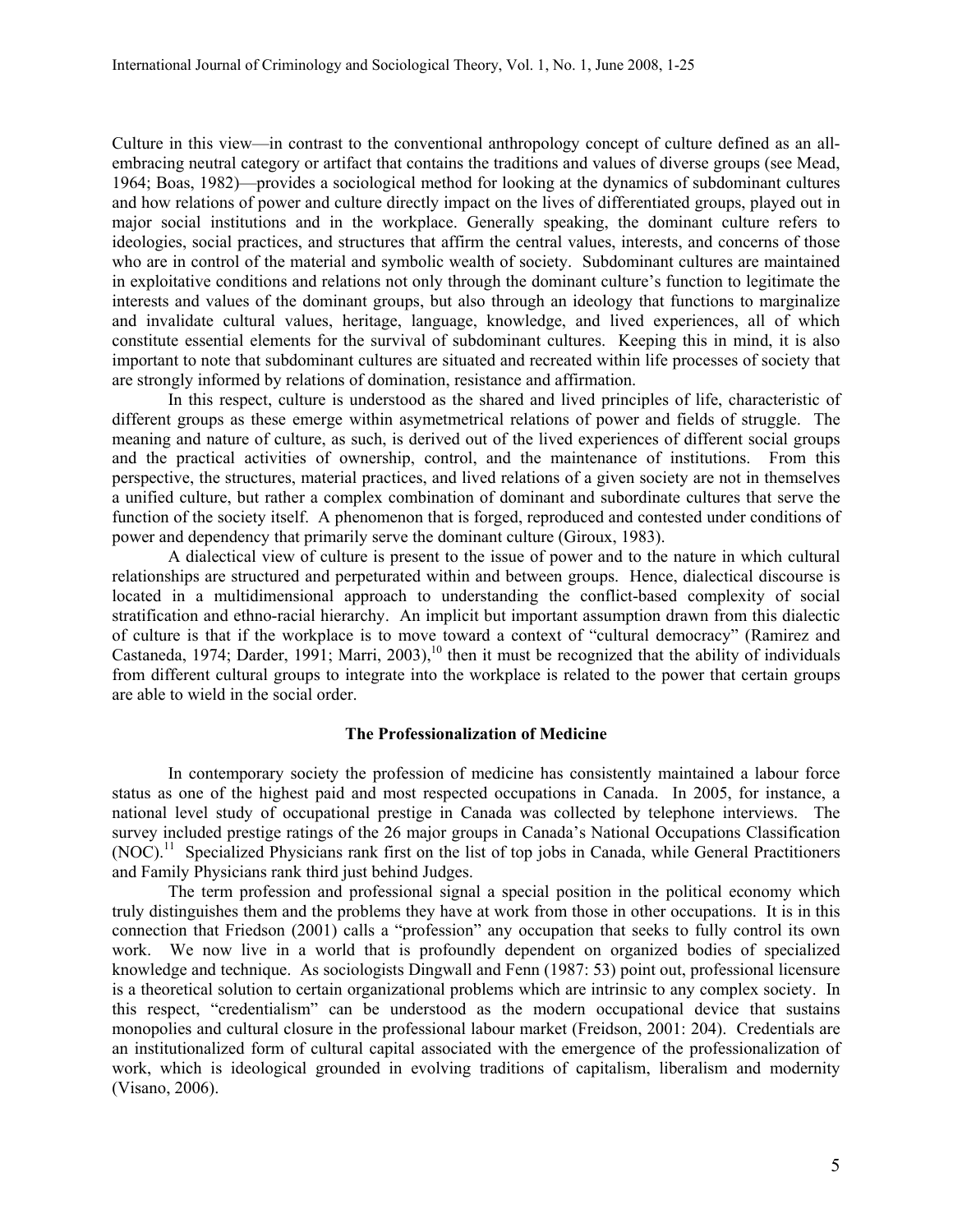Culture in this view—in contrast to the conventional anthropology concept of culture defined as an all-embracing neutral category or artifact that contains the traditions and values of diverse groups (see Mead, 1964; Boas, 1982)—provides a sociological method for looking at the dynamics of subdominant cultures and how relations of power and culture directly impact on the lives of differentiated groups, played out in major social institutions and in the workplace. Generally speaking, the dominant culture refers to ideologies, social practices, and structures that affirm the central values, interests, and concerns of those who are in control of the material and symbolic wealth of society. Subdominant cultures are maintained in exploitative conditions and relations not only through the dominant culture's function to legitimate the interests and values of the dominant groups, but also through an ideology that functions to marginalize and invalidate cultural values, heritage, language, knowledge, and lived experiences, all of which constitute essential elements for the survival of subdominant cultures. Keeping this in mind, it is also important to note that subdominant cultures are situated and recreated within life processes of society that are strongly informed by relations of domination, resistance and affirmation.

In this respect, culture is understood as the shared and lived principles of life, characteristic of different groups as these emerge within asymetmetrical relations of power and fields of struggle. The meaning and nature of culture, as such, is derived out of the lived experiences of different social groups and the practical activities of ownership, control, and the maintenance of institutions. From this perspective, the structures, material practices, and lived relations of a given society are not in themselves a unified culture, but rather a complex combination of dominant and subordinate cultures that serve the function of the society itself. A phenomenon that is forged, reproduced and contested under conditions of power and dependency that primarily serve the dominant culture (Giroux, 1983).

A dialectical view of culture is present to the issue of power and to the nature in which cultural relationships are structured and perpeturated within and between groups. Hence, dialectical discourse is located in a multidimensional approach to understanding the conflict-based complexity of social stratification and ethno-racial hierarchy. An implicit but important assumption drawn from this dialectic of culture is that if the workplace is to move toward a context of "cultural democracy" (Ramirez and Castaneda, 1974; Darder, 1991; Marri, 2003),[10] then it must be recognized that the ability of individuals from different cultural groups to integrate into the workplace is related to the power that certain groups are able to wield in the social order.

### The Professionalization of Medicine

In contemporary society the profession of medicine has consistently maintained a labour force status as one of the highest paid and most respected occupations in Canada. In 2005, for instance, a national level study of occupational prestige in Canada was collected by telephone interviews. The survey included prestige ratings of the 26 major groups in Canada's National Occupations Classification (NOC).[11] Specialized Physicians rank first on the list of top jobs in Canada, while General Practitioners and Family Physicians rank third just behind Judges.

The term profession and professional signal a special position in the political economy which truly distinguishes them and the problems they have at work from those in other occupations. It is in this connection that Friedson (2001) calls a "profession" any occupation that seeks to fully control its own work. We now live in a world that is profoundly dependent on organized bodies of specialized knowledge and technique. As sociologists Dingwall and Fenn (1987: 53) point out, professional licensure is a theoretical solution to certain organizational problems which are intrinsic to any complex society. In this respect, "credentialism" can be understood as the modern occupational device that sustains monopolies and cultural closure in the professional labour market (Freidson, 2001: 204). Credentials are an institutionalized form of cultural capital associated with the emergence of the professionalization of work, which is ideological grounded in evolving traditions of capitalism, liberalism and modernity (Visano, 2006).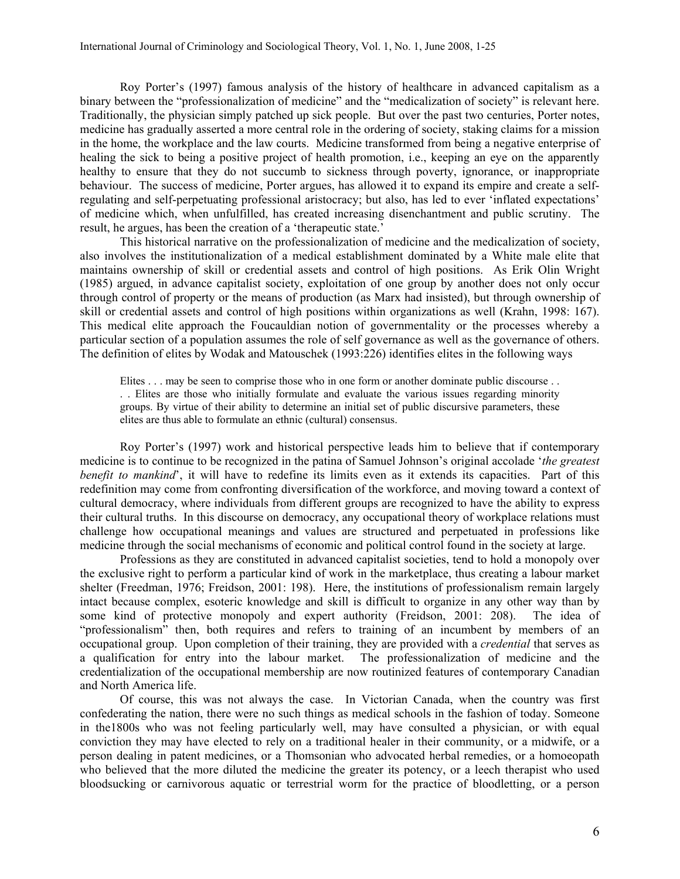Roy Porter's (1997) famous analysis of the history of healthcare in advanced capitalism as a binary between the "professionalization of medicine" and the "medicalization of society" is relevant here. Traditionally, the physician simply patched up sick people. But over the past two centuries, Porter notes, medicine has gradually asserted a more central role in the ordering of society, staking claims for a mission in the home, the workplace and the law courts. Medicine transformed from being a negative enterprise of healing the sick to being a positive project of health promotion, i.e., keeping an eye on the apparently healthy to ensure that they do not succumb to sickness through poverty, ignorance, or inappropriate behaviour. The success of medicine, Porter argues, has allowed it to expand its empire and create a self-regulating and self-perpetuating professional aristocracy; but also, has led to ever 'inflated expectations' of medicine which, when unfulfilled, has created increasing disenchantment and public scrutiny. The result, he argues, has been the creation of a 'therapeutic state.'

This historical narrative on the professionalization of medicine and the medicalization of society, also involves the institutionalization of a medical establishment dominated by a White male elite that maintains ownership of skill or credential assets and control of high positions. As Erik Olin Wright (1985) argued, in advance capitalist society, exploitation of one group by another does not only occur through control of property or the means of production (as Marx had insisted), but through ownership of skill or credential assets and control of high positions within organizations as well (Krahn, 1998: 167). This medical elite approach the Foucauldian notion of governmentality or the processes whereby a particular section of a population assumes the role of self governance as well as the governance of others. The definition of elites by Wodak and Matouschek (1993:226) identifies elites in the following ways

> Elites . . . may be seen to comprise those who in one form or another dominate public discourse . . . . Elites are those who initially formulate and evaluate the various issues regarding minority groups. By virtue of their ability to determine an initial set of public discursive parameters, these elites are thus able to formulate an ethnic (cultural) consensus.

Roy Porter's (1997) work and historical perspective leads him to believe that if contemporary medicine is to continue to be recognized in the patina of Samuel Johnson's original accolade '*the greatest benefit to mankind*', it will have to redefine its limits even as it extends its capacities. Part of this redefinition may come from confronting diversification of the workforce, and moving toward a context of cultural democracy, where individuals from different groups are recognized to have the ability to express their cultural truths. In this discourse on democracy, any occupational theory of workplace relations must challenge how occupational meanings and values are structured and perpetuated in professions like medicine through the social mechanisms of economic and political control found in the society at large.

Professions as they are constituted in advanced capitalist societies, tend to hold a monopoly over the exclusive right to perform a particular kind of work in the marketplace, thus creating a labour market shelter (Freedman, 1976; Freidson, 2001: 198). Here, the institutions of professionalism remain largely intact because complex, esoteric knowledge and skill is difficult to organize in any other way than by some kind of protective monopoly and expert authority (Freidson, 2001: 208). The idea of "professionalism" then, both requires and refers to training of an incumbent by members of an occupational group. Upon completion of their training, they are provided with a *credential* that serves as a qualification for entry into the labour market. The professionalization of medicine and the credentialization of the occupational membership are now routinized features of contemporary Canadian and North America life.

Of course, this was not always the case. In Victorian Canada, when the country was first confederating the nation, there were no such things as medical schools in the fashion of today. Someone in the1800s who was not feeling particularly well, may have consulted a physician, or with equal conviction they may have elected to rely on a traditional healer in their community, or a midwife, or a person dealing in patent medicines, or a Thomsonian who advocated herbal remedies, or a homoeopath who believed that the more diluted the medicine the greater its potency, or a leech therapist who used bloodsucking or carnivorous aquatic or terrestrial worm for the practice of bloodletting, or a person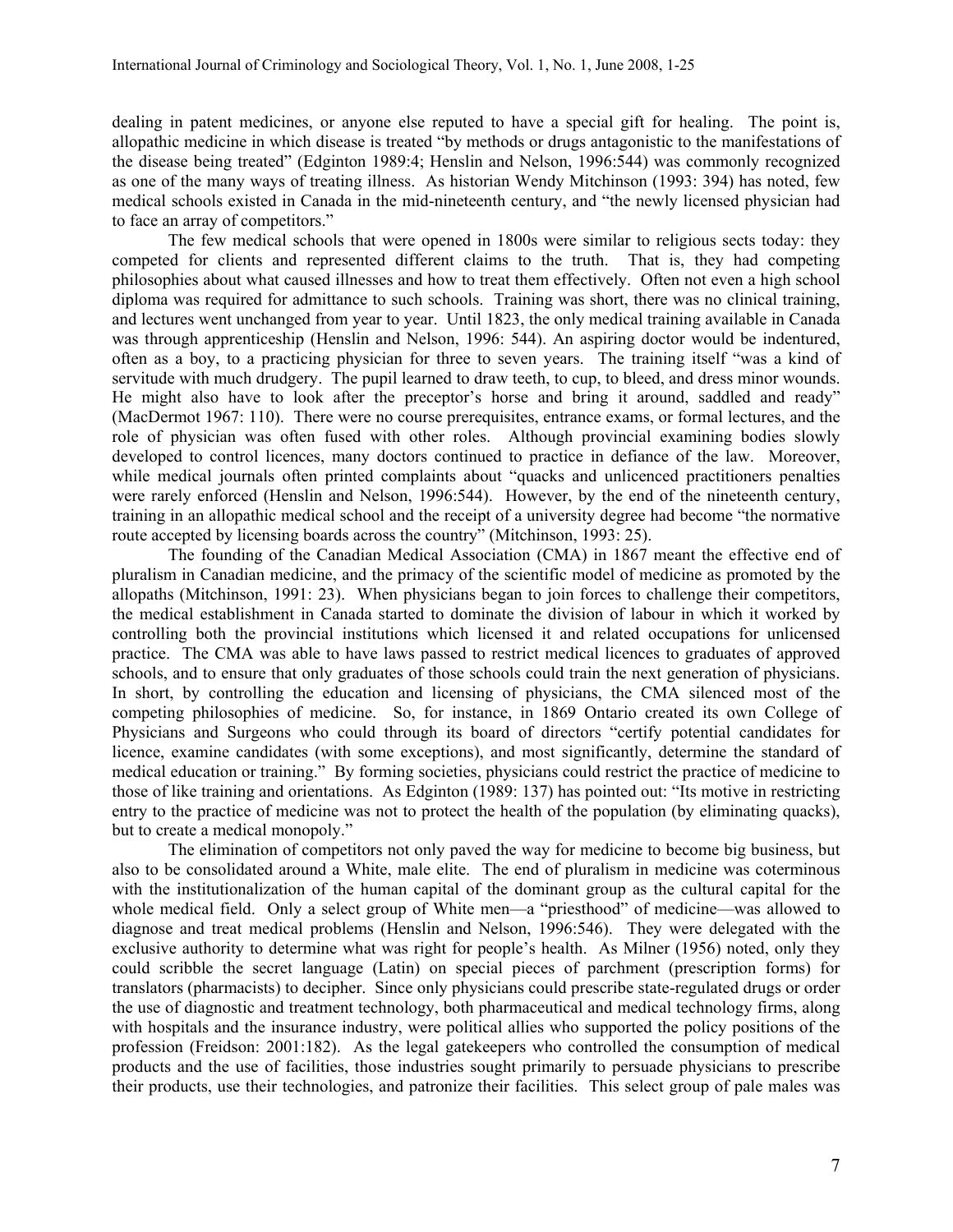dealing in patent medicines, or anyone else reputed to have a special gift for healing. The point is, allopathic medicine in which disease is treated "by methods or drugs antagonistic to the manifestations of the disease being treated" (Edgington 1989:4; Henslin and Nelson, 1996:544) was commonly recognized as one of the many ways of treating illness. As historian Wendy Mitchinson (1993: 394) has noted, few medical schools existed in Canada in the mid-nineteenth century, and "the newly licensed physician had to face an array of competitors."

The few medical schools that were opened in 1800s were similar to religious sects today: they competed for clients and represented different claims to the truth. That is, they had competing philosophies about what caused illnesses and how to treat them effectively. Often not even a high school diploma was required for admittance to such schools. Training was short, there was no clinical training, and lectures went unchanged from year to year. Until 1823, the only medical training available in Canada was through apprenticeship (Henslin and Nelson, 1996: 544). An aspiring doctor would be indentured, often as a boy, to a practicing physician for three to seven years. The training itself "was a kind of servitude with much drudgery. The pupil learned to draw teeth, to cup, to bleed, and dress minor wounds. He might also have to look after the preceptor's horse and bring it around, saddled and ready" (MacDermot 1967: 110). There were no course prerequisites, entrance exams, or formal lectures, and the role of physician was often fused with other roles. Although provincial examining bodies slowly developed to control licences, many doctors continued to practice in defiance of the law. Moreover, while medical journals often printed complaints about "quacks and unlicenced practitioners penalties were rarely enforced (Henslin and Nelson, 1996:544). However, by the end of the nineteenth century, training in an allopathic medical school and the receipt of a university degree had become "the normative route accepted by licensing boards across the country" (Mitchinson, 1993: 25).

The founding of the Canadian Medical Association (CMA) in 1867 meant the effective end of pluralism in Canadian medicine, and the primacy of the scientific model of medicine as promoted by the allopaths (Mitchinson, 1991: 23). When physicians began to join forces to challenge their competitors, the medical establishment in Canada started to dominate the division of labour in which it worked by controlling both the provincial institutions which licensed it and related occupations for unlicensed practice. The CMA was able to have laws passed to restrict medical licences to graduates of approved schools, and to ensure that only graduates of those schools could train the next generation of physicians. In short, by controlling the education and licensing of physicians, the CMA silenced most of the competing philosophies of medicine. So, for instance, in 1869 Ontario created its own College of Physicians and Surgeons who could through its board of directors "certify potential candidates for licence, examine candidates (with some exceptions), and most significantly, determine the standard of medical education or training." By forming societies, physicians could restrict the practice of medicine to those of like training and orientations. As Edginton (1989: 137) has pointed out: "Its motive in restricting entry to the practice of medicine was not to protect the health of the population (by eliminating quacks), but to create a medical monopoly."

The elimination of competitors not only paved the way for medicine to become big business, but also to be consolidated around a White, male elite. The end of pluralism in medicine was coterminous with the institutionalization of the human capital of the dominant group as the cultural capital for the whole medical field. Only a select group of White men—a "priesthood" of medicine—was allowed to diagnose and treat medical problems (Henslin and Nelson, 1996:546). They were delegated with the exclusive authority to determine what was right for people's health. As Milner (1956) noted, only they could scribble the secret language (Latin) on special pieces of parchment (prescription forms) for translators (pharmacists) to decipher. Since only physicians could prescribe state-regulated drugs or order the use of diagnostic and treatment technology, both pharmaceutical and medical technology firms, along with hospitals and the insurance industry, were political allies who supported the policy positions of the profession (Freidson: 2001:182). As the legal gatekeepers who controlled the consumption of medical products and the use of facilities, those industries sought primarily to persuade physicians to prescribe their products, use their technologies, and patronize their facilities. This select group of pale males was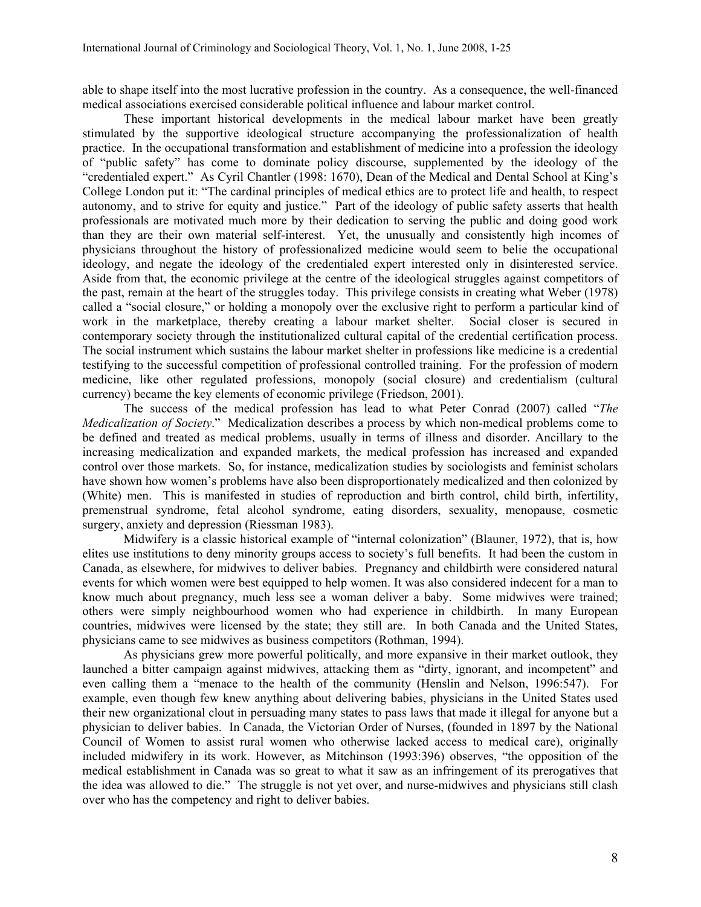able to shape itself into the most lucrative profession in the country. As a consequence, the well-financed medical associations exercised considerable political influence and labour market control.

These important historical developments in the medical labour market have been greatly stimulated by the supportive ideological structure accompanying the professionalization of health practice. In the occupational transformation and establishment of medicine into a profession the ideology of "public safety" has come to dominate policy discourse, supplemented by the ideology of the "credentialed expert." As Cyril Chantler (1998: 1670), Dean of the Medical and Dental School at King's College London put it: "The cardinal principles of medical ethics are to protect life and health, to respect autonomy, and to strive for equity and justice." Part of the ideology of public safety asserts that health professionals are motivated much more by their dedication to serving the public and doing good work than they are their own material self-interest. Yet, the unusually and consistently high incomes of physicians throughout the history of professionalized medicine would seem to belie the occupational ideology, and negate the ideology of the credentialed expert interested only in disinterested service. Aside from that, the economic privilege at the centre of the ideological struggles against competitors of the past, remain at the heart of the struggles today. This privilege consists in creating what Weber (1978) called a "social closure," or holding a monopoly over the exclusive right to perform a particular kind of work in the marketplace, thereby creating a labour market shelter. Social closer is secured in contemporary society through the institutionalized cultural capital of the credential certification process. The social instrument which sustains the labour market shelter in professions like medicine is a credential testifying to the successful competition of professional controlled training. For the profession of modern medicine, like other regulated professions, monopoly (social closure) and credentialism (cultural currency) became the key elements of economic privilege (Friedson, 2001).

The success of the medical profession has lead to what Peter Conrad (2007) called "*The Medicalization of Society*." Medicalization describes a process by which non-medical problems come to be defined and treated as medical problems, usually in terms of illness and disorder. Ancillary to the increasing medicalization and expanded markets, the medical profession has increased and expanded control over those markets. So, for instance, medicalization studies by sociologists and feminist scholars have shown how women's problems have also been disproportionately medicalized and then colonized by (White) men. This is manifested in studies of reproduction and birth control, child birth, infertility, premenstrual syndrome, fetal alcohol syndrome, eating disorders, sexuality, menopause, cosmetic surgery, anxiety and depression (Riessman 1983).

Midwifery is a classic historical example of "internal colonization" (Blauner, 1972), that is, how elites use institutions to deny minority groups access to society's full benefits. It had been the custom in Canada, as elsewhere, for midwives to deliver babies. Pregnancy and childbirth were considered natural events for which women were best equipped to help women. It was also considered indecent for a man to know much about pregnancy, much less see a woman deliver a baby. Some midwives were trained; others were simply neighbourhood women who had experience in childbirth. In many European countries, midwives were licensed by the state; they still are. In both Canada and the United States, physicians came to see midwives as business competitors (Rothman, 1994).

As physicians grew more powerful politically, and more expansive in their market outlook, they launched a bitter campaign against midwives, attacking them as "dirty, ignorant, and incompetent" and even calling them a "menace to the health of the community (Henslin and Nelson, 1996:547). For example, even though few knew anything about delivering babies, physicians in the United States used their new organizational clout in persuading many states to pass laws that made it illegal for anyone but a physician to deliver babies. In Canada, the Victorian Order of Nurses, (founded in 1897 by the National Council of Women to assist rural women who otherwise lacked access to medical care), originally included midwifery in its work. However, as Mitchinson (1993:396) observes, "the opposition of the medical establishment in Canada was so great to what it saw as an infringement of its prerogatives that the idea was allowed to die." The struggle is not yet over, and nurse-midwives and physicians still clash over who has the competency and right to deliver babies.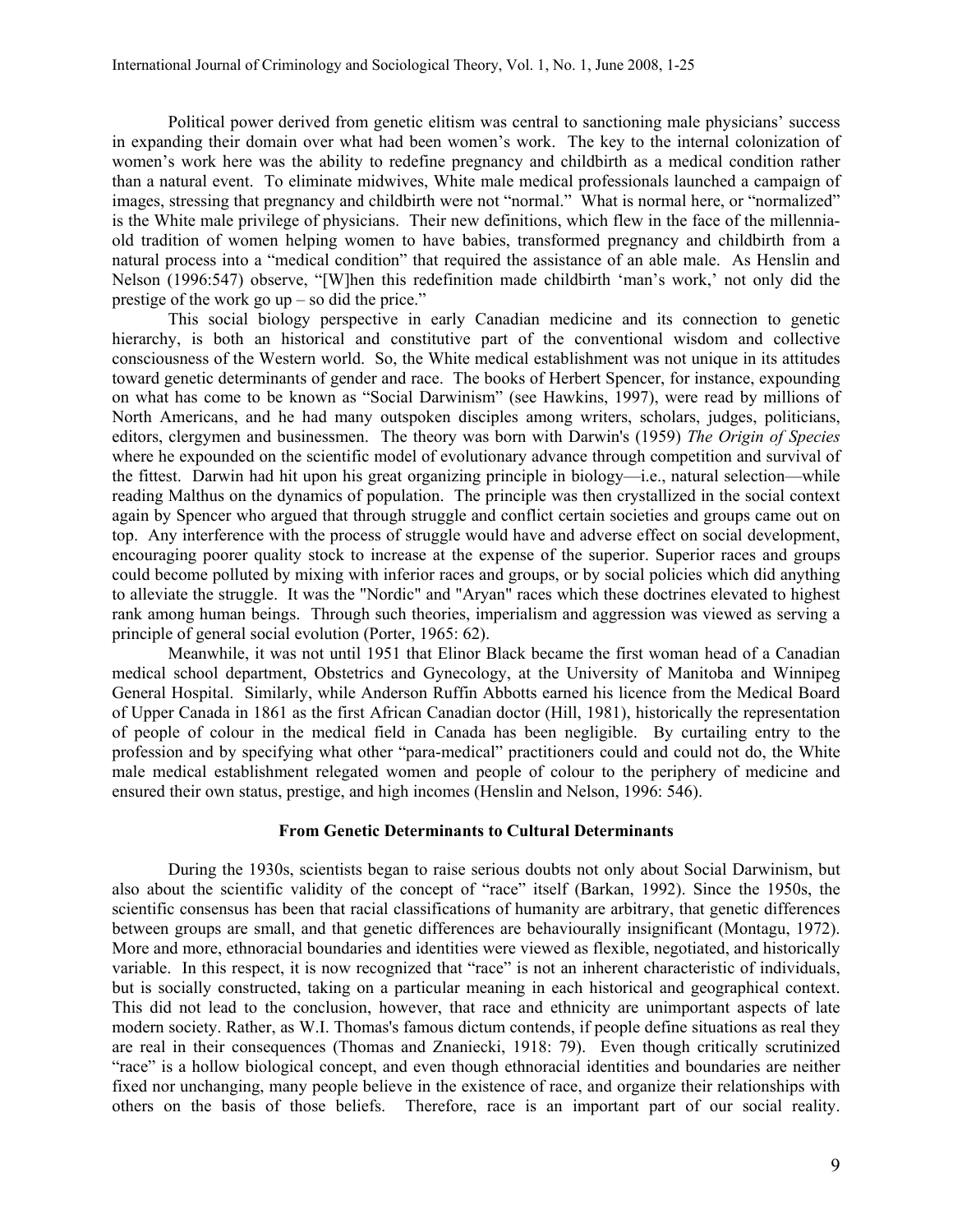Political power derived from genetic elitism was central to sanctioning male physicians' success in expanding their domain over what had been women's work. The key to the internal colonization of women's work here was the ability to redefine pregnancy and childbirth as a medical condition rather than a natural event. To eliminate midwives, White male medical professionals launched a campaign of images, stressing that pregnancy and childbirth were not "normal." What is normal here, or "normalized" is the White male privilege of physicians. Their new definitions, which flew in the face of the millennia-old tradition of women helping women to have babies, transformed pregnancy and childbirth from a natural process into a "medical condition" that required the assistance of an able male. As Henslin and Nelson (1996:547) observe, "[W]hen this redefinition made childbirth 'man's work,' not only did the prestige of the work go up – so did the price."

This social biology perspective in early Canadian medicine and its connection to genetic hierarchy, is both an historical and constitutive part of the conventional wisdom and collective consciousness of the Western world. So, the White medical establishment was not unique in its attitudes toward genetic determinants of gender and race. The books of Herbert Spencer, for instance, expounding on what has come to be known as "Social Darwinism" (see Hawkins, 1997), were read by millions of North Americans, and he had many outspoken disciples among writers, scholars, judges, politicians, editors, clergymen and businessmen. The theory was born with Darwin's (1959) *The Origin of Species* where he expounded on the scientific model of evolutionary advance through competition and survival of the fittest. Darwin had hit upon his great organizing principle in biology—i.e., natural selection—while reading Malthus on the dynamics of population. The principle was then crystallized in the social context again by Spencer who argued that through struggle and conflict certain societies and groups came out on top. Any interference with the process of struggle would have and adverse effect on social development, encouraging poorer quality stock to increase at the expense of the superior. Superior races and groups could become polluted by mixing with inferior races and groups, or by social policies which did anything to alleviate the struggle. It was the "Nordic" and "Aryan" races which these doctrines elevated to highest rank among human beings. Through such theories, imperialism and aggression was viewed as serving a principle of general social evolution (Porter, 1965: 62).

Meanwhile, it was not until 1951 that Elinor Black became the first woman head of a Canadian medical school department, Obstetrics and Gynecology, at the University of Manitoba and Winnipeg General Hospital. Similarly, while Anderson Ruffin Abbotts earned his licence from the Medical Board of Upper Canada in 1861 as the first African Canadian doctor (Hill, 1981), historically the representation of people of colour in the medical field in Canada has been negligible. By curtailing entry to the profession and by specifying what other "para-medical" practitioners could and could not do, the White male medical establishment relegated women and people of colour to the periphery of medicine and ensured their own status, prestige, and high incomes (Henslin and Nelson, 1996: 546).

## From Genetic Determinants to Cultural Determinants

During the 1930s, scientists began to raise serious doubts not only about Social Darwinism, but also about the scientific validity of the concept of "race" itself (Barkan, 1992). Since the 1950s, the scientific consensus has been that racial classifications of humanity are arbitrary, that genetic differences between groups are small, and that genetic differences are behaviourally insignificant (Montagu, 1972). More and more, ethnoracial boundaries and identities were viewed as flexible, negotiated, and historically variable. In this respect, it is now recognized that "race" is not an inherent characteristic of individuals, but is socially constructed, taking on a particular meaning in each historical and geographical context. This did not lead to the conclusion, however, that race and ethnicity are unimportant aspects of late modern society. Rather, as W.I. Thomas's famous dictum contends, if people define situations as real they are real in their consequences (Thomas and Znaniecki, 1918: 79). Even though critically scrutinized "race" is a hollow biological concept, and even though ethnoracial identities and boundaries are neither fixed nor unchanging, many people believe in the existence of race, and organize their relationships with others on the basis of those beliefs. Therefore, race is an important part of our social reality.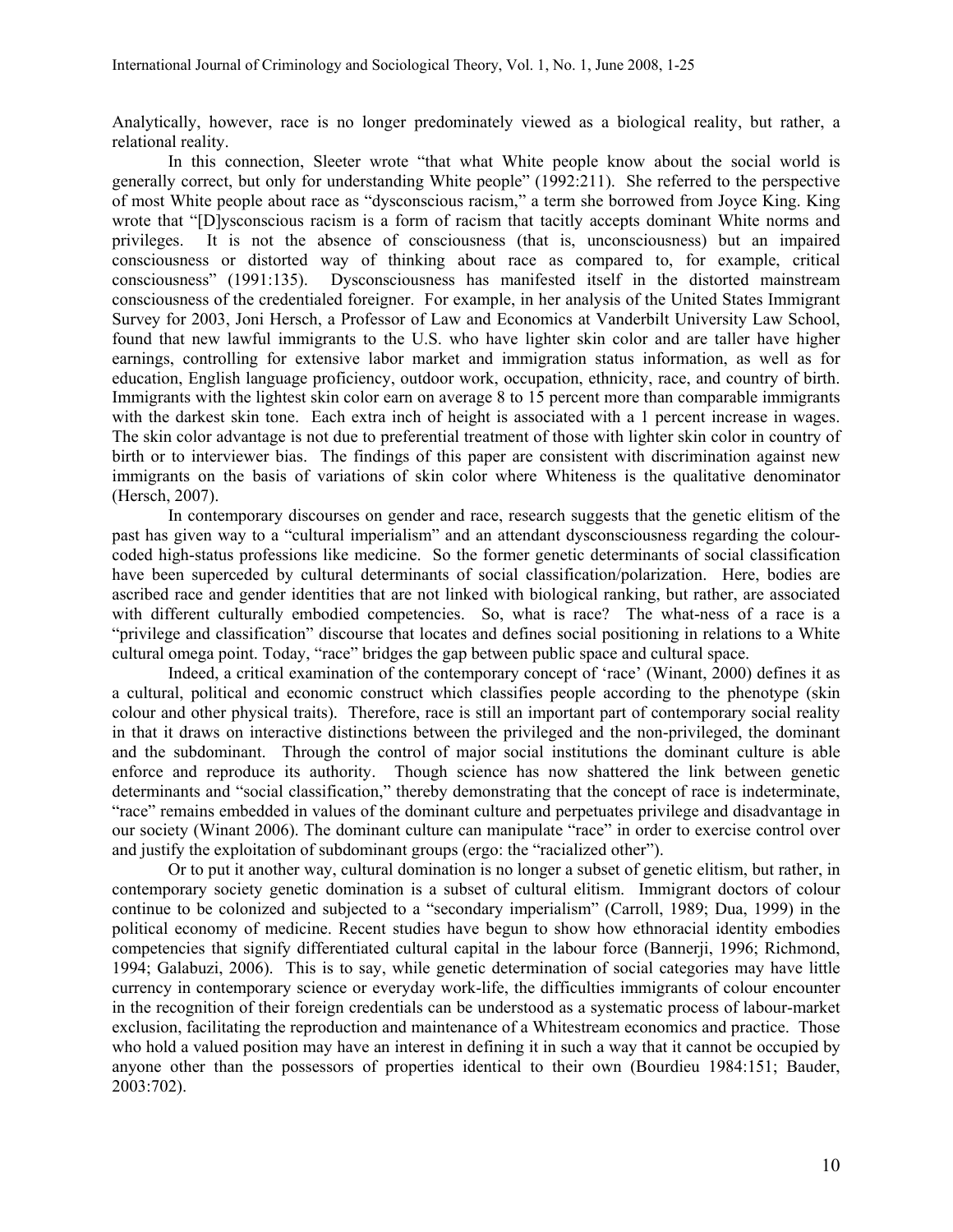Analytically, however, race is no longer predominately viewed as a biological reality, but rather, a relational reality.

In this connection, Sleeter wrote "that what White people know about the social world is generally correct, but only for understanding White people" (1992:211). She referred to the perspective of most White people about race as "dysconscious racism," a term she borrowed from Joyce King. King wrote that "[D]ysconscious racism is a form of racism that tacitly accepts dominant White norms and privileges. It is not the absence of consciousness (that is, unconsciousness) but an impaired consciousness or distorted way of thinking about race as compared to, for example, critical consciousness" (1991:135). Dysconsciousness has manifested itself in the distorted mainstream consciousness of the credentialed foreigner. For example, in her analysis of the United States Immigrant Survey for 2003, Joni Hersch, a Professor of Law and Economics at Vanderbilt University Law School, found that new lawful immigrants to the U.S. who have lighter skin color and are taller have higher earnings, controlling for extensive labor market and immigration status information, as well as for education, English language proficiency, outdoor work, occupation, ethnicity, race, and country of birth. Immigrants with the lightest skin color earn on average 8 to 15 percent more than comparable immigrants with the darkest skin tone. Each extra inch of height is associated with a 1 percent increase in wages. The skin color advantage is not due to preferential treatment of those with lighter skin color in country of birth or to interviewer bias. The findings of this paper are consistent with discrimination against new immigrants on the basis of variations of skin color where Whiteness is the qualitative denominator (Hersch, 2007).

In contemporary discourses on gender and race, research suggests that the genetic elitism of the past has given way to a "cultural imperialism" and an attendant dysconsciousness regarding the colour-coded high-status professions like medicine. So the former genetic determinants of social classification have been superceded by cultural determinants of social classification/polarization. Here, bodies are ascribed race and gender identities that are not linked with biological ranking, but rather, are associated with different culturally embodied competencies. So, what is race? The what-ness of a race is a "privilege and classification" discourse that locates and defines social positioning in relations to a White cultural omega point. Today, "race" bridges the gap between public space and cultural space.

Indeed, a critical examination of the contemporary concept of 'race' (Winant, 2000) defines it as a cultural, political and economic construct which classifies people according to the phenotype (skin colour and other physical traits). Therefore, race is still an important part of contemporary social reality in that it draws on interactive distinctions between the privileged and the non-privileged, the dominant and the subdominant. Through the control of major social institutions the dominant culture is able enforce and reproduce its authority. Though science has now shattered the link between genetic determinants and "social classification," thereby demonstrating that the concept of race is indeterminate, "race" remains embedded in values of the dominant culture and perpetuates privilege and disadvantage in our society (Winant 2006). The dominant culture can manipulate "race" in order to exercise control over and justify the exploitation of subdominant groups (ergo: the "racialized other").

Or to put it another way, cultural domination is no longer a subset of genetic elitism, but rather, in contemporary society genetic domination is a subset of cultural elitism. Immigrant doctors of colour continue to be colonized and subjected to a "secondary imperialism" (Carroll, 1989; Dua, 1999) in the political economy of medicine. Recent studies have begun to show how ethnoracial identity embodies competencies that signify differentiated cultural capital in the labour force (Bannerji, 1996; Richmond, 1994; Galabuzi, 2006). This is to say, while genetic determination of social categories may have little currency in contemporary science or everyday work-life, the difficulties immigrants of colour encounter in the recognition of their foreign credentials can be understood as a systematic process of labour-market exclusion, facilitating the reproduction and maintenance of a Whitestream economics and practice. Those who hold a valued position may have an interest in defining it in such a way that it cannot be occupied by anyone other than the possessors of properties identical to their own (Bourdieu 1984:151; Bauder, 2003:702).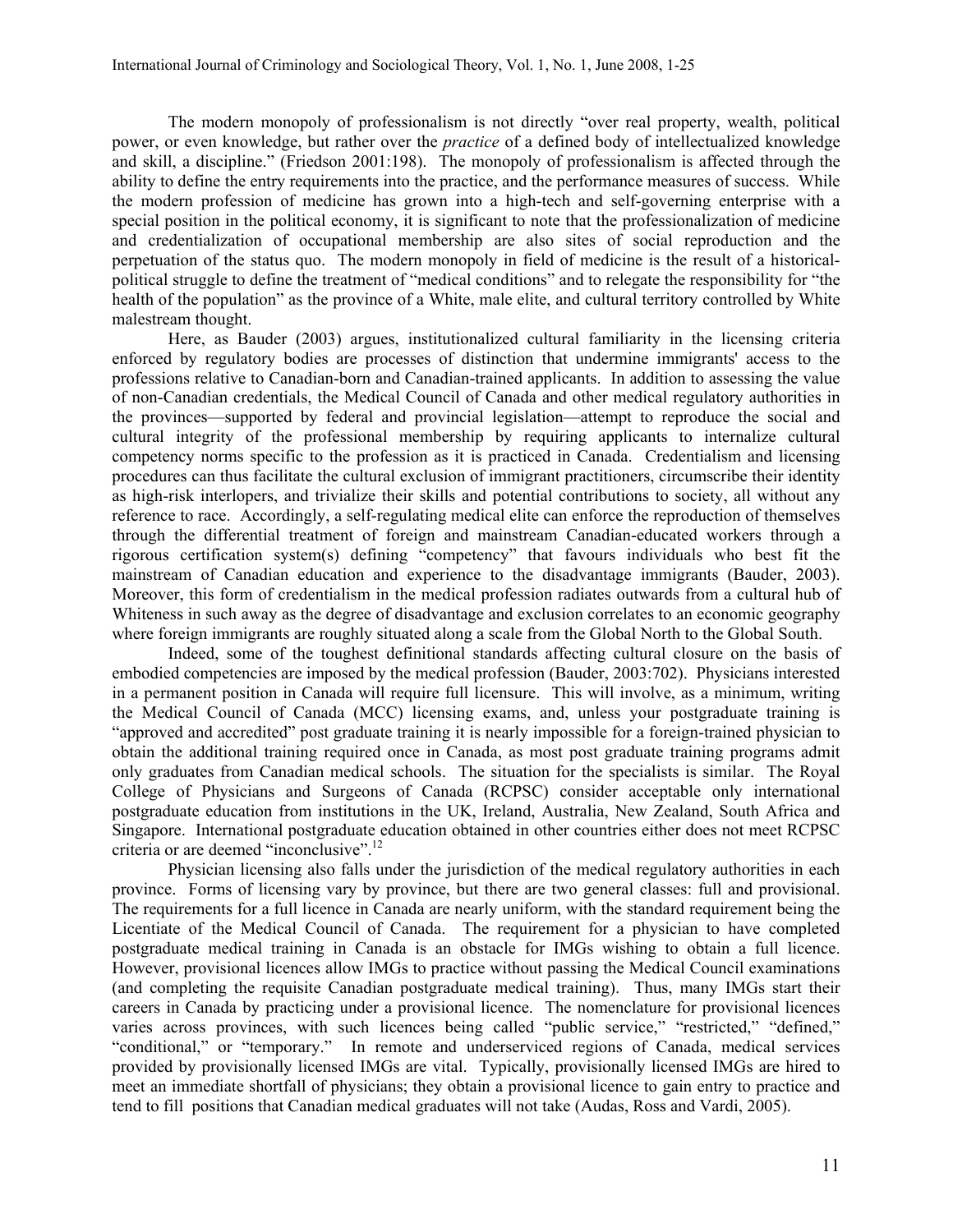The modern monopoly of professionalism is not directly "over real property, wealth, political power, or even knowledge, but rather over the *practice* of a defined body of intellectualized knowledge and skill, a discipline." (Friedson 2001:198). The monopoly of professionalism is affected through the ability to define the entry requirements into the practice, and the performance measures of success. While the modern profession of medicine has grown into a high-tech and self-governing enterprise with a special position in the political economy, it is significant to note that the professionalization of medicine and credentialization of occupational membership are also sites of social reproduction and the perpetuation of the status quo. The modern monopoly in field of medicine is the result of a historical-political struggle to define the treatment of "medical conditions" and to relegate the responsibility for "the health of the population" as the province of a White, male elite, and cultural territory controlled by White malestream thought.

Here, as Bauder (2003) argues, institutionalized cultural familiarity in the licensing criteria enforced by regulatory bodies are processes of distinction that undermine immigrants' access to the professions relative to Canadian-born and Canadian-trained applicants. In addition to assessing the value of non-Canadian credentials, the Medical Council of Canada and other medical regulatory authorities in the provinces—supported by federal and provincial legislation—attempt to reproduce the social and cultural integrity of the professional membership by requiring applicants to internalize cultural competency norms specific to the profession as it is practiced in Canada. Credentialism and licensing procedures can thus facilitate the cultural exclusion of immigrant practitioners, circumscribe their identity as high-risk interlopers, and trivialize their skills and potential contributions to society, all without any reference to race. Accordingly, a self-regulating medical elite can enforce the reproduction of themselves through the differential treatment of foreign and mainstream Canadian-educated workers through a rigorous certification system(s) defining "competency" that favours individuals who best fit the mainstream of Canadian education and experience to the disadvantage immigrants (Bauder, 2003). Moreover, this form of credentialism in the medical profession radiates outwards from a cultural hub of Whiteness in such away as the degree of disadvantage and exclusion correlates to an economic geography where foreign immigrants are roughly situated along a scale from the Global North to the Global South.

Indeed, some of the toughest definitional standards affecting cultural closure on the basis of embodied competencies are imposed by the medical profession (Bauder, 2003:702). Physicians interested in a permanent position in Canada will require full licensure. This will involve, as a minimum, writing the Medical Council of Canada (MCC) licensing exams, and, unless your postgraduate training is "approved and accredited" post graduate training it is nearly impossible for a foreign-trained physician to obtain the additional training required once in Canada, as most post graduate training programs admit only graduates from Canadian medical schools. The situation for the specialists is similar. The Royal College of Physicians and Surgeons of Canada (RCPSC) consider acceptable only international postgraduate education from institutions in the UK, Ireland, Australia, New Zealand, South Africa and Singapore. International postgraduate education obtained in other countries either does not meet RCPSC criteria or are deemed "inconclusive".[12]

Physician licensing also falls under the jurisdiction of the medical regulatory authorities in each province. Forms of licensing vary by province, but there are two general classes: full and provisional. The requirements for a full licence in Canada are nearly uniform, with the standard requirement being the Licentiate of the Medical Council of Canada. The requirement for a physician to have completed postgraduate medical training in Canada is an obstacle for IMGs wishing to obtain a full licence. However, provisional licences allow IMGs to practice without passing the Medical Council examinations (and completing the requisite Canadian postgraduate medical training). Thus, many IMGs start their careers in Canada by practicing under a provisional licence. The nomenclature for provisional licences varies across provinces, with such licences being called "public service," "restricted," "defined," "conditional," or "temporary." In remote and underserviced regions of Canada, medical services provided by provisionally licensed IMGs are vital. Typically, provisionally licensed IMGs are hired to meet an immediate shortfall of physicians; they obtain a provisional licence to gain entry to practice and tend to fill positions that Canadian medical graduates will not take (Audas, Ross and Vardi, 2005).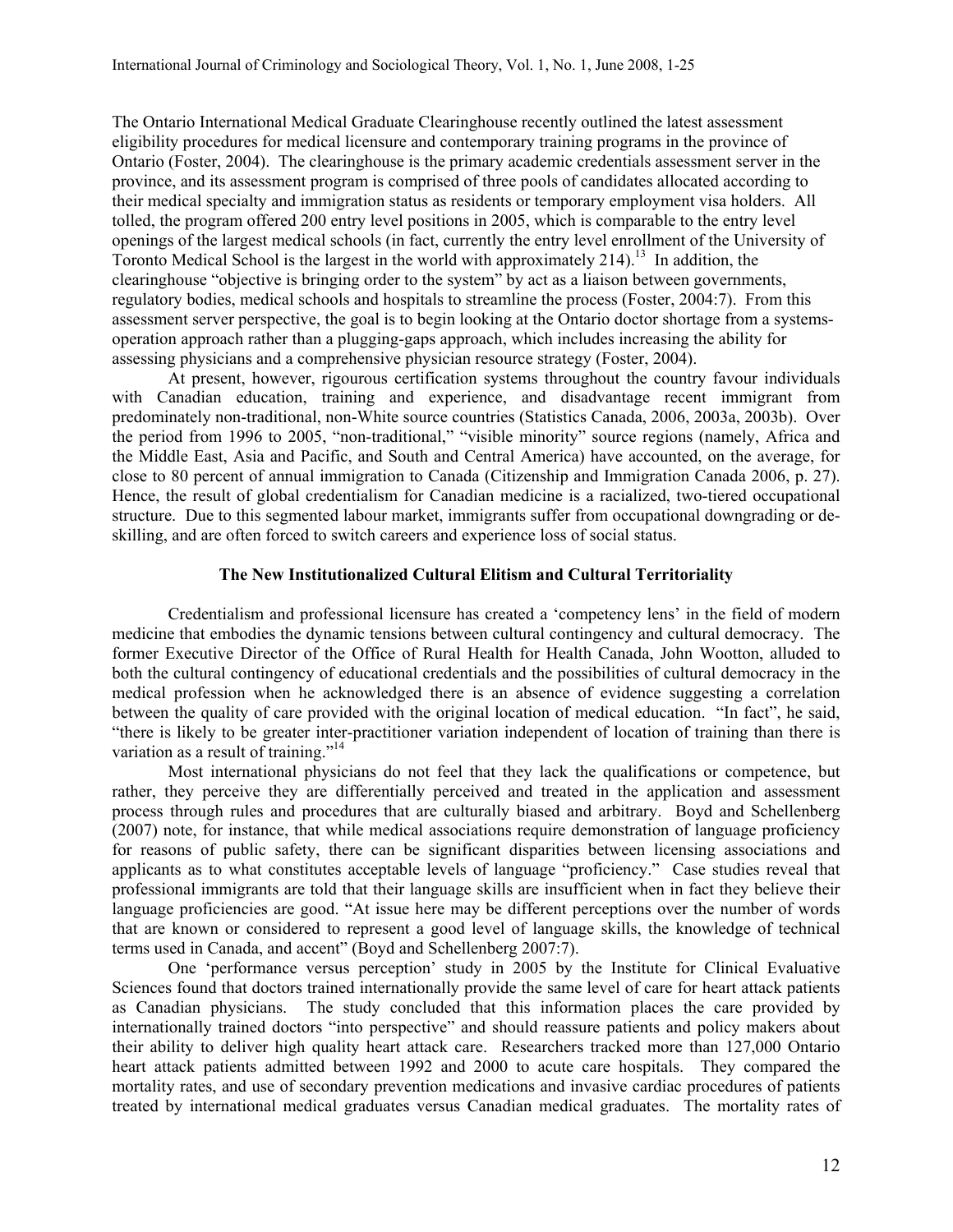The Ontario International Medical Graduate Clearinghouse recently outlined the latest assessment eligibility procedures for medical licensure and contemporary training programs in the province of Ontario (Foster, 2004). The clearinghouse is the primary academic credentials assessment server in the province, and its assessment program is comprised of three pools of candidates allocated according to their medical specialty and immigration status as residents or temporary employment visa holders. All tolled, the program offered 200 entry level positions in 2005, which is comparable to the entry level openings of the largest medical schools (in fact, currently the entry level enrollment of the University of Toronto Medical School is the largest in the world with approximately 214).[13] In addition, the clearinghouse "objective is bringing order to the system" by act as a liaison between governments, regulatory bodies, medical schools and hospitals to streamline the process (Foster, 2004:7). From this assessment server perspective, the goal is to begin looking at the Ontario doctor shortage from a systems-operation approach rather than a plugging-gaps approach, which includes increasing the ability for assessing physicians and a comprehensive physician resource strategy (Foster, 2004).

At present, however, rigourous certification systems throughout the country favour individuals with Canadian education, training and experience, and disadvantage recent immigrant from predominately non-traditional, non-White source countries (Statistics Canada, 2006, 2003a, 2003b). Over the period from 1996 to 2005, "non-traditional," "visible minority" source regions (namely, Africa and the Middle East, Asia and Pacific, and South and Central America) have accounted, on the average, for close to 80 percent of annual immigration to Canada (Citizenship and Immigration Canada 2006, p. 27). Hence, the result of global credentialism for Canadian medicine is a racialized, two-tiered occupational structure. Due to this segmented labour market, immigrants suffer from occupational downgrading or de-skilling, and are often forced to switch careers and experience loss of social status.

### The New Institutionalized Cultural Elitism and Cultural Territoriality

Credentialism and professional licensure has created a 'competency lens' in the field of modern medicine that embodies the dynamic tensions between cultural contingency and cultural democracy. The former Executive Director of the Office of Rural Health for Health Canada, John Wootton, alluded to both the cultural contingency of educational credentials and the possibilities of cultural democracy in the medical profession when he acknowledged there is an absence of evidence suggesting a correlation between the quality of care provided with the original location of medical education. "In fact", he said, "there is likely to be greater inter-practitioner variation independent of location of training than there is variation as a result of training."[14]

Most international physicians do not feel that they lack the qualifications or competence, but rather, they perceive they are differentially perceived and treated in the application and assessment process through rules and procedures that are culturally biased and arbitrary. Boyd and Schellenberg (2007) note, for instance, that while medical associations require demonstration of language proficiency for reasons of public safety, there can be significant disparities between licensing associations and applicants as to what constitutes acceptable levels of language "proficiency." Case studies reveal that professional immigrants are told that their language skills are insufficient when in fact they believe their language proficiencies are good. "At issue here may be different perceptions over the number of words that are known or considered to represent a good level of language skills, the knowledge of technical terms used in Canada, and accent" (Boyd and Schellenberg 2007:7).

One 'performance versus perception' study in 2005 by the Institute for Clinical Evaluative Sciences found that doctors trained internationally provide the same level of care for heart attack patients as Canadian physicians. The study concluded that this information places the care provided by internationally trained doctors "into perspective" and should reassure patients and policy makers about their ability to deliver high quality heart attack care. Researchers tracked more than 127,000 Ontario heart attack patients admitted between 1992 and 2000 to acute care hospitals. They compared the mortality rates, and use of secondary prevention medications and invasive cardiac procedures of patients treated by international medical graduates versus Canadian medical graduates. The mortality rates of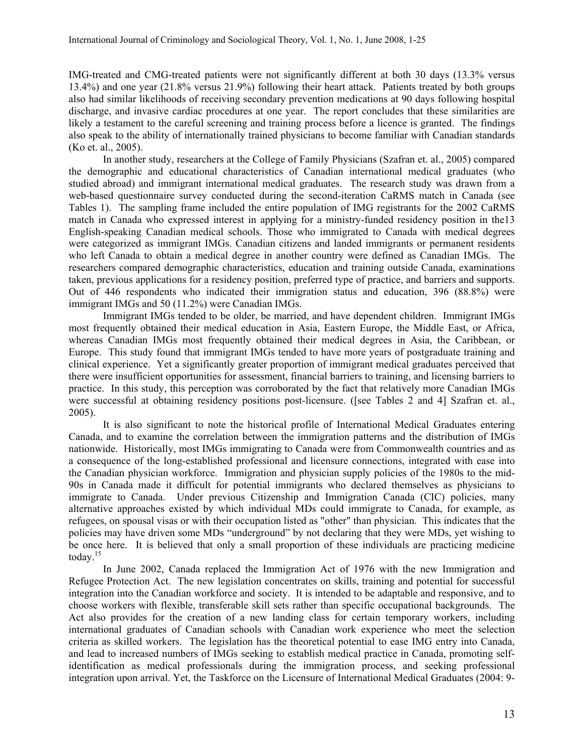IMG-treated and CMG-treated patients were not significantly different at both 30 days (13.3% versus 13.4%) and one year (21.8% versus 21.9%) following their heart attack. Patients treated by both groups also had similar likelihoods of receiving secondary prevention medications at 90 days following hospital discharge, and invasive cardiac procedures at one year. The report concludes that these similarities are likely a testament to the careful screening and training process before a licence is granted. The findings also speak to the ability of internationally trained physicians to become familiar with Canadian standards (Ko et. al., 2005).

In another study, researchers at the College of Family Physicians (Szafran et. al., 2005) compared the demographic and educational characteristics of Canadian international medical graduates (who studied abroad) and immigrant international medical graduates. The research study was drawn from a web-based questionnaire survey conducted during the second-iteration CaRMS match in Canada (see Tables 1). The sampling frame included the entire population of IMG registrants for the 2002 CaRMS match in Canada who expressed interest in applying for a ministry-funded residency position in the13 English-speaking Canadian medical schools. Those who immigrated to Canada with medical degrees were categorized as immigrant IMGs. Canadian citizens and landed immigrants or permanent residents who left Canada to obtain a medical degree in another country were defined as Canadian IMGs. The researchers compared demographic characteristics, education and training outside Canada, examinations taken, previous applications for a residency position, preferred type of practice, and barriers and supports. Out of 446 respondents who indicated their immigration status and education, 396 (88.8%) were immigrant IMGs and 50 (11.2%) were Canadian IMGs.

Immigrant IMGs tended to be older, be married, and have dependent children. Immigrant IMGs most frequently obtained their medical education in Asia, Eastern Europe, the Middle East, or Africa, whereas Canadian IMGs most frequently obtained their medical degrees in Asia, the Caribbean, or Europe. This study found that immigrant IMGs tended to have more years of postgraduate training and clinical experience. Yet a significantly greater proportion of immigrant medical graduates perceived that there were insufficient opportunities for assessment, financial barriers to training, and licensing barriers to practice. In this study, this perception was corroborated by the fact that relatively more Canadian IMGs were successful at obtaining residency positions post-licensure. ([see Tables 2 and 4] Szafran et. al., 2005).

It is also significant to note the historical profile of International Medical Graduates entering Canada, and to examine the correlation between the immigration patterns and the distribution of IMGs nationwide. Historically, most IMGs immigrating to Canada were from Commonwealth countries and as a consequence of the long-established professional and licensure connections, integrated with ease into the Canadian physician workforce. Immigration and physician supply policies of the 1980s to the mid-90s in Canada made it difficult for potential immigrants who declared themselves as physicians to immigrate to Canada. Under previous Citizenship and Immigration Canada (CIC) policies, many alternative approaches existed by which individual MDs could immigrate to Canada, for example, as refugees, on spousal visas or with their occupation listed as "other" than physician. This indicates that the policies may have driven some MDs "underground" by not declaring that they were MDs, yet wishing to be once here. It is believed that only a small proportion of these individuals are practicing medicine today.[15]

In June 2002, Canada replaced the Immigration Act of 1976 with the new Immigration and Refugee Protection Act. The new legislation concentrates on skills, training and potential for successful integration into the Canadian workforce and society. It is intended to be adaptable and responsive, and to choose workers with flexible, transferable skill sets rather than specific occupational backgrounds. The Act also provides for the creation of a new landing class for certain temporary workers, including international graduates of Canadian schools with Canadian work experience who meet the selection criteria as skilled workers. The legislation has the theoretical potential to ease IMG entry into Canada, and lead to increased numbers of IMGs seeking to establish medical practice in Canada, promoting self-identification as medical professionals during the immigration process, and seeking professional integration upon arrival. Yet, the Taskforce on the Licensure of International Medical Graduates (2004: 9-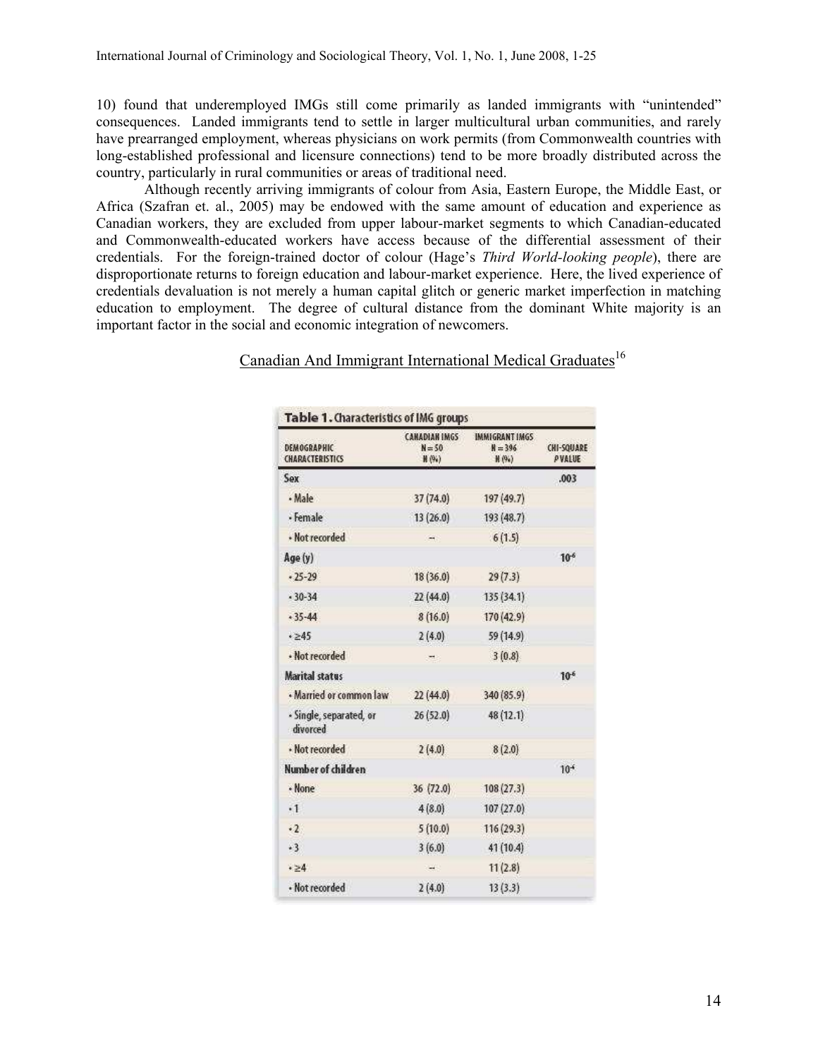10) found that underemployed IMGs still come primarily as landed immigrants with "unintended" consequences. Landed immigrants tend to settle in larger multicultural urban communities, and rarely have prearranged employment, whereas physicians on work permits (from Commonwealth countries with long-established professional and licensure connections) tend to be more broadly distributed across the country, particularly in rural communities or areas of traditional need.

Although recently arriving immigrants of colour from Asia, Eastern Europe, the Middle East, or Africa (Szafran et. al., 2005) may be endowed with the same amount of education and experience as Canadian workers, they are excluded from upper labour-market segments to which Canadian-educated and Commonwealth-educated workers have access because of the differential assessment of their credentials. For the foreign-trained doctor of colour (Hage's *Third World-looking people*), there are disproportionate returns to foreign education and labour-market experience. Here, the lived experience of credentials devaluation is not merely a human capital glitch or generic market imperfection in matching education to employment. The degree of cultural distance from the dominant White majority is an important factor in the social and economic integration of newcomers.

## Canadian And Immigrant International Medical Graduates[16]

**Table 1.** Characteristics of IMG groups

| DEMOGRAPHIC CHARACTERISTICS | CANADIAN IMGS N = 50 N (%) | IMMIGRANT IMGS N = 396 N (%) | CHI-SQUARE P VALUE |
|---|---|---|---|
| **Sex** | | | .003 |
| • Male | 37 (74.0) | 197 (49.7) | |
| • Female | 13 (26.0) | 193 (48.7) | |
| • Not recorded | – | 6 (1.5) | |
| **Age (y)** | | | $10^{-6}$ |
| • 25-29 | 18 (36.0) | 29 (7.3) | |
| • 30-34 | 22 (44.0) | 135 (34.1) | |
| • 35-44 | 8 (16.0) | 170 (42.9) | |
| • ≥45 | 2 (4.0) | 59 (14.9) | |
| • Not recorded | – | 3 (0.8) | |
| **Marital status** | | | $10^{-6}$ |
| • Married or common law | 22 (44.0) | 340 (85.9) | |
| • Single, separated, or divorced | 26 (52.0) | 48 (12.1) | |
| • Not recorded | 2 (4.0) | 8 (2.0) | |
| **Number of children** | | | $10^{-6}$ |
| • None | 36 (72.0) | 108 (27.3) | |
| • 1 | 4 (8.0) | 107 (27.0) | |
| • 2 | 5 (10.0) | 116 (29.3) | |
| • 3 | 3 (6.0) | 41 (10.4) | |
| • ≥4 | – | 11 (2.8) | |
| • Not recorded | 2 (4.0) | 13 (3.3) | |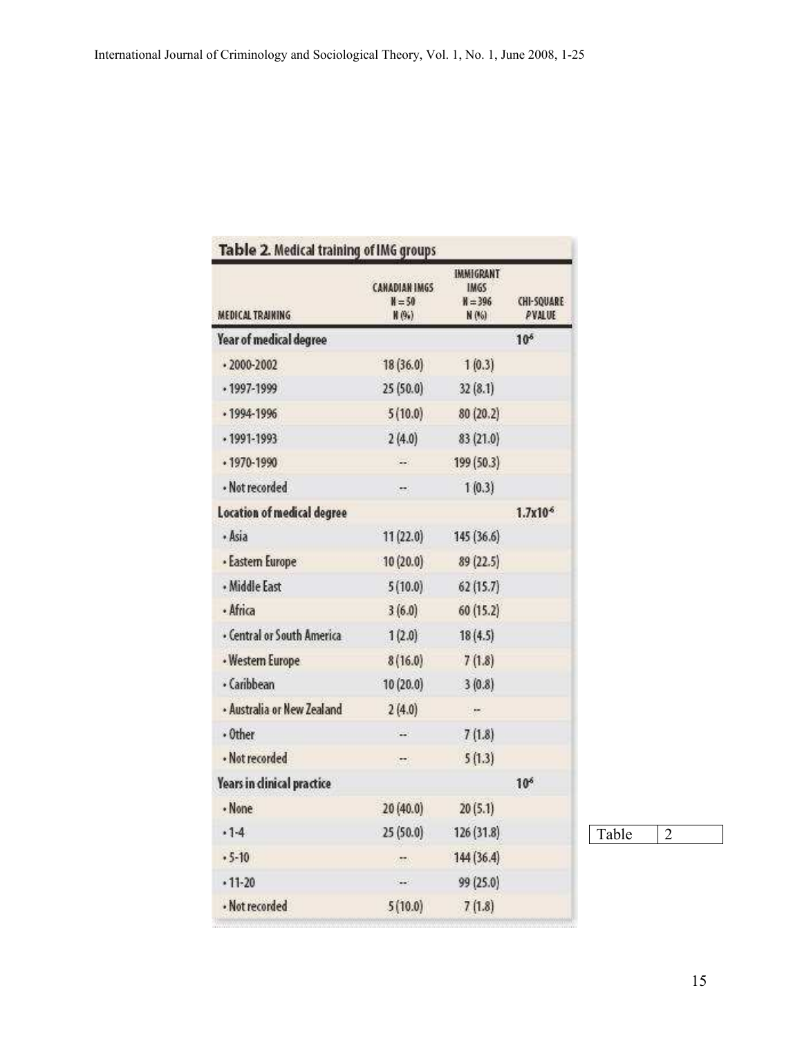**Table 2.** Medical training of IMG groups

| MEDICAL TRAINING | CANADIAN IMGS N = 50 N (%) | IMMIGRANT IMGS N = 396 N (%) | CHI-SQUARE P VALUE |
|---|---|---|---|
| **Year of medical degree** | | | $10^{6}$ |
| • 2000-2002 | 18 (36.0) | 1 (0.3) | |
| • 1997-1999 | 25 (50.0) | 32 (8.1) | |
| • 1994-1996 | 5 (10.0) | 80 (20.2) | |
| • 1991-1993 | 2 (4.0) | 83 (21.0) | |
| • 1970-1990 | -- | 199 (50.3) | |
| • Not recorded | -- | 1 (0.3) | |
| **Location of medical degree** | | | $1.7 \times 10^{6}$ |
| • Asia | 11 (22.0) | 145 (36.6) | |
| • Eastern Europe | 10 (20.0) | 89 (22.5) | |
| • Middle East | 5 (10.0) | 62 (15.7) | |
| • Africa | 3 (6.0) | 60 (15.2) | |
| • Central or South America | 1 (2.0) | 18 (4.5) | |
| • Western Europe | 8 (16.0) | 7 (1.8) | |
| • Caribbean | 10 (20.0) | 3 (0.8) | |
| • Australia or New Zealand | 2 (4.0) | -- | |
| • Other | -- | 7 (1.8) | |
| • Not recorded | -- | 5 (1.3) | |
| **Years in clinical practice** | | | $10^{6}$ |
| • None | 20 (40.0) | 20 (5.1) | |
| • 1-4 | 25 (50.0) | 126 (31.8) | |
| • 5-10 | -- | 144 (36.4) | |
| • 11-20 | -- | 99 (25.0) | |
| • Not recorded | 5 (10.0) | 7 (1.8) | |

| Table | 2 |
|---|---|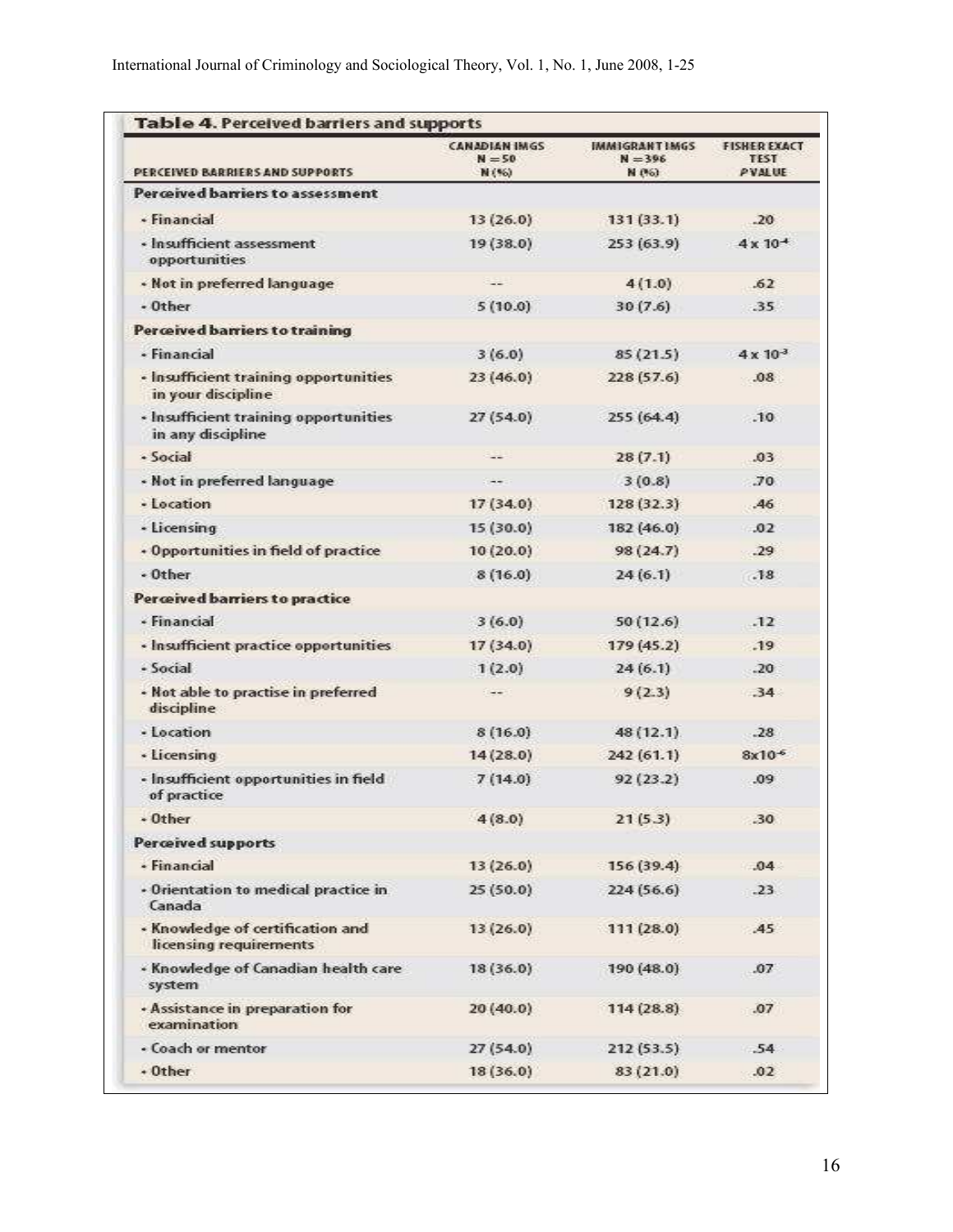**Table 4.** Perceived barriers and supports

| PERCEIVED BARRIERS AND SUPPORTS | CANADIAN IMGS N = 50 N (%) | IMMIGRANT IMGS N = 396 N (%) | FISHER EXACT TEST P VALUE |
|---|---|---|---|
| **Perceived barriers to assessment** | | | |
| - Financial | 13 (26.0) | 131 (33.1) | .20 |
| - Insufficient assessment opportunities | 19 (38.0) | 253 (63.9) | $4 \times 10^{-4}$ |
| - Not in preferred language | -- | 4 (1.0) | .62 |
| - Other | 5 (10.0) | 30 (7.6) | .35 |
| **Perceived barriers to training** | | | |
| - Financial | 3 (6.0) | 85 (21.5) | $4 \times 10^{-3}$ |
| - Insufficient training opportunities in your discipline | 23 (46.0) | 228 (57.6) | .08 |
| - Insufficient training opportunities in any discipline | 27 (54.0) | 255 (64.4) | .10 |
| - Social | -- | 28 (7.1) | .03 |
| - Not in preferred language | -- | 3 (0.8) | .70 |
| - Location | 17 (34.0) | 128 (32.3) | .46 |
| - Licensing | 15 (30.0) | 182 (46.0) | .02 |
| - Opportunities in field of practice | 10 (20.0) | 98 (24.7) | .29 |
| - Other | 8 (16.0) | 24 (6.1) | .18 |
| **Perceived barriers to practice** | | | |
| - Financial | 3 (6.0) | 50 (12.6) | .12 |
| - Insufficient practice opportunities | 17 (34.0) | 179 (45.2) | .19 |
| - Social | 1 (2.0) | 24 (6.1) | .20 |
| - Not able to practise in preferred discipline | -- | 9 (2.3) | .34 |
| - Location | 8 (16.0) | 48 (12.1) | .28 |
| - Licensing | 14 (28.0) | 242 (61.1) | $8 \times 10^{-6}$ |
| - Insufficient opportunities in field of practice | 7 (14.0) | 92 (23.2) | .09 |
| - Other | 4 (8.0) | 21 (5.3) | .30 |
| **Perceived supports** | | | |
| - Financial | 13 (26.0) | 156 (39.4) | .04 |
| - Orientation to medical practice in Canada | 25 (50.0) | 224 (56.6) | .23 |
| - Knowledge of certification and licensing requirements | 13 (26.0) | 111 (28.0) | .45 |
| - Knowledge of Canadian health care system | 18 (36.0) | 190 (48.0) | .07 |
| - Assistance in preparation for examination | 20 (40.0) | 114 (28.8) | .07 |
| - Coach or mentor | 27 (54.0) | 212 (53.5) | .54 |
| - Other | 18 (36.0) | 83 (21.0) | .02 |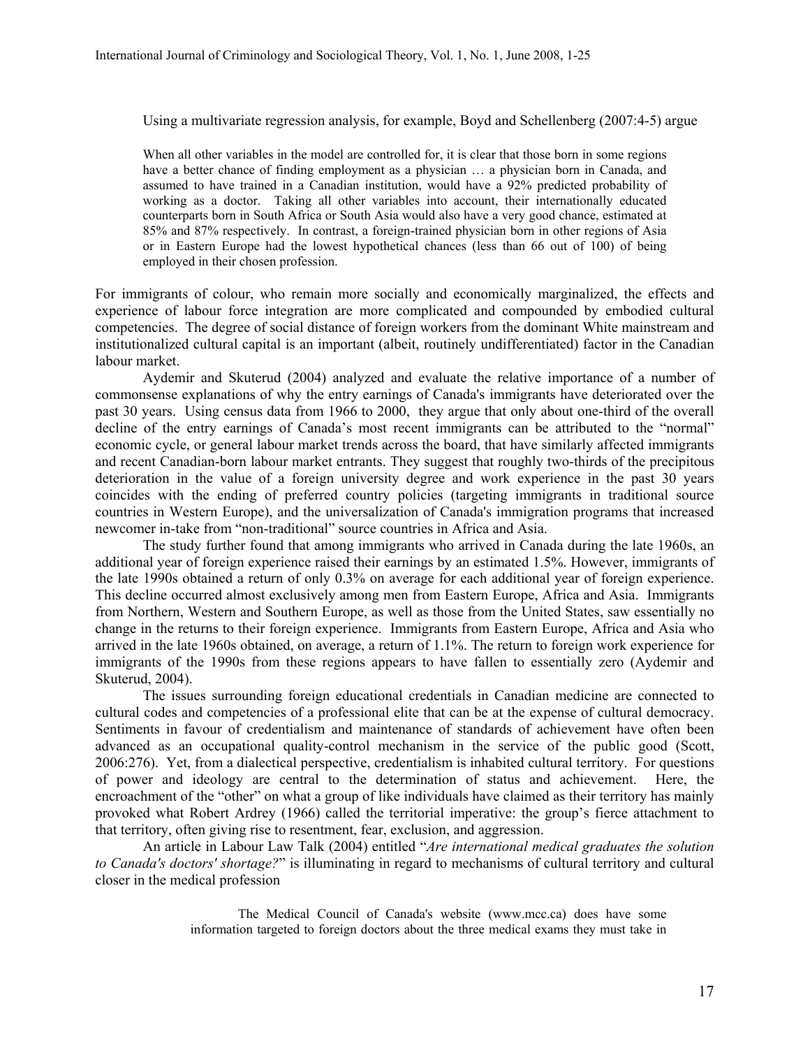Using a multivariate regression analysis, for example, Boyd and Schellenberg (2007:4-5) argue

> When all other variables in the model are controlled for, it is clear that those born in some regions have a better chance of finding employment as a physician … a physician born in Canada, and assumed to have trained in a Canadian institution, would have a 92% predicted probability of working as a doctor. Taking all other variables into account, their internationally educated counterparts born in South Africa or South Asia would also have a very good chance, estimated at 85% and 87% respectively. In contrast, a foreign-trained physician born in other regions of Asia or in Eastern Europe had the lowest hypothetical chances (less than 66 out of 100) of being employed in their chosen profession.

For immigrants of colour, who remain more socially and economically marginalized, the effects and experience of labour force integration are more complicated and compounded by embodied cultural competencies. The degree of social distance of foreign workers from the dominant White mainstream and institutionalized cultural capital is an important (albeit, routinely undifferentiated) factor in the Canadian labour market.

Aydemir and Skuterud (2004) analyzed and evaluate the relative importance of a number of commonsense explanations of why the entry earnings of Canada's immigrants have deteriorated over the past 30 years. Using census data from 1966 to 2000, they argue that only about one-third of the overall decline of the entry earnings of Canada's most recent immigrants can be attributed to the "normal" economic cycle, or general labour market trends across the board, that have similarly affected immigrants and recent Canadian-born labour market entrants. They suggest that roughly two-thirds of the precipitous deterioration in the value of a foreign university degree and work experience in the past 30 years coincides with the ending of preferred country policies (targeting immigrants in traditional source countries in Western Europe), and the universalization of Canada's immigration programs that increased newcomer in-take from "non-traditional" source countries in Africa and Asia.

The study further found that among immigrants who arrived in Canada during the late 1960s, an additional year of foreign experience raised their earnings by an estimated 1.5%. However, immigrants of the late 1990s obtained a return of only 0.3% on average for each additional year of foreign experience. This decline occurred almost exclusively among men from Eastern Europe, Africa and Asia. Immigrants from Northern, Western and Southern Europe, as well as those from the United States, saw essentially no change in the returns to their foreign experience. Immigrants from Eastern Europe, Africa and Asia who arrived in the late 1960s obtained, on average, a return of 1.1%. The return to foreign work experience for immigrants of the 1990s from these regions appears to have fallen to essentially zero (Aydemir and Skuterud, 2004).

The issues surrounding foreign educational credentials in Canadian medicine are connected to cultural codes and competencies of a professional elite that can be at the expense of cultural democracy. Sentiments in favour of credentialism and maintenance of standards of achievement have often been advanced as an occupational quality-control mechanism in the service of the public good (Scott, 2006:276). Yet, from a dialectical perspective, credentialism is inhabited cultural territory. For questions of power and ideology are central to the determination of status and achievement. Here, the encroachment of the "other" on what a group of like individuals have claimed as their territory has mainly provoked what Robert Ardrey (1966) called the territorial imperative: the group's fierce attachment to that territory, often giving rise to resentment, fear, exclusion, and aggression.

An article in Labour Law Talk (2004) entitled "*Are international medical graduates the solution to Canada's doctors' shortage?*" is illuminating in regard to mechanisms of cultural territory and cultural closer in the medical profession

> The Medical Council of Canada's website (www.mcc.ca) does have some information targeted to foreign doctors about the three medical exams they must take in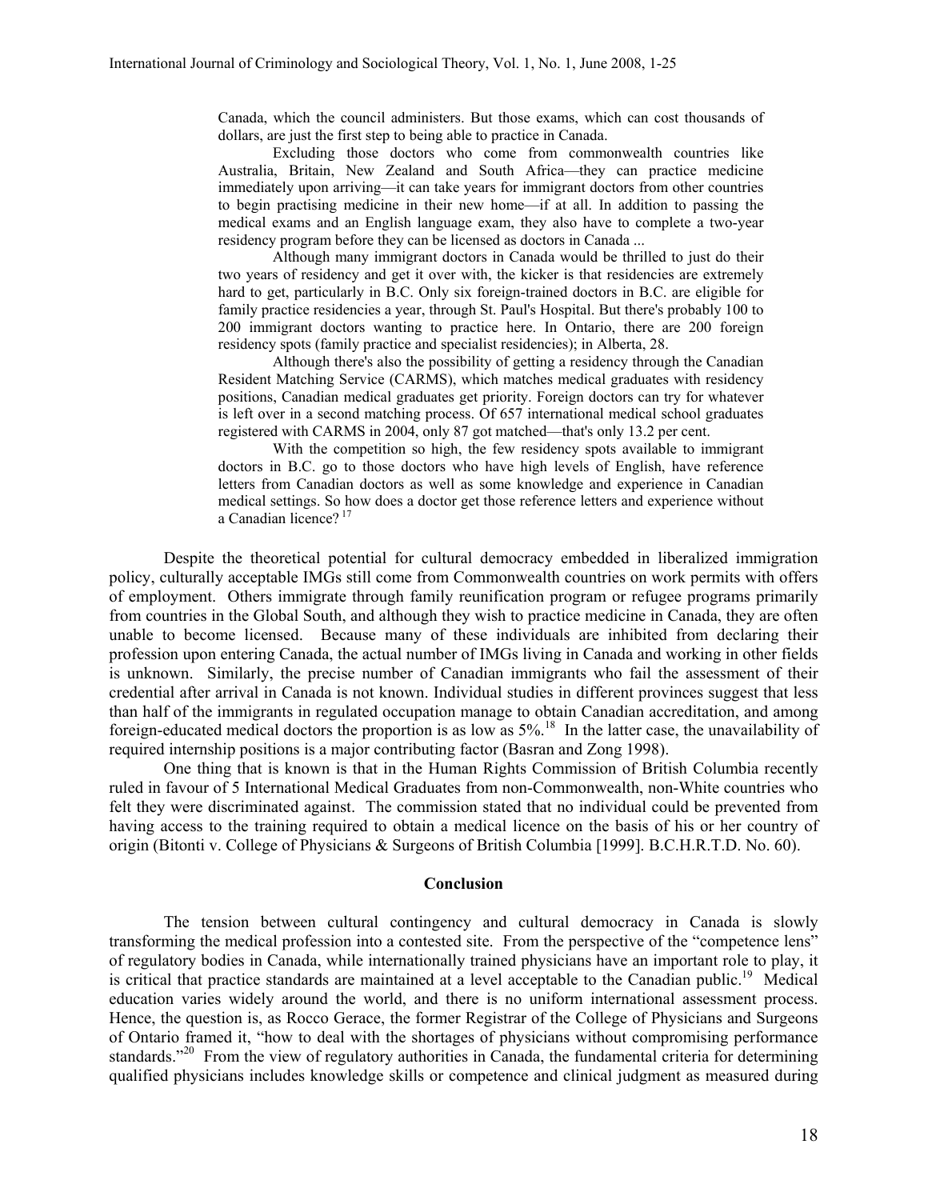> Canada, which the council administers. But those exams, which can cost thousands of dollars, are just the first step to being able to practice in Canada.
>
> Excluding those doctors who come from commonwealth countries like Australia, Britain, New Zealand and South Africa—they can practice medicine immediately upon arriving—it can take years for immigrant doctors from other countries to begin practising medicine in their new home—if at all. In addition to passing the medical exams and an English language exam, they also have to complete a two-year residency program before they can be licensed as doctors in Canada ...
>
> Although many immigrant doctors in Canada would be thrilled to just do their two years of residency and get it over with, the kicker is that residencies are extremely hard to get, particularly in B.C. Only six foreign-trained doctors in B.C. are eligible for family practice residencies a year, through St. Paul's Hospital. But there's probably 100 to 200 immigrant doctors wanting to practice here. In Ontario, there are 200 foreign residency spots (family practice and specialist residencies); in Alberta, 28.
>
> Although there's also the possibility of getting a residency through the Canadian Resident Matching Service (CARMS), which matches medical graduates with residency positions, Canadian medical graduates get priority. Foreign doctors can try for whatever is left over in a second matching process. Of 657 international medical school graduates registered with CARMS in 2004, only 87 got matched—that's only 13.2 per cent.
>
> With the competition so high, the few residency spots available to immigrant doctors in B.C. go to those doctors who have high levels of English, have reference letters from Canadian doctors as well as some knowledge and experience in Canadian medical settings. So how does a doctor get those reference letters and experience without a Canadian licence? [17]

Despite the theoretical potential for cultural democracy embedded in liberalized immigration policy, culturally acceptable IMGs still come from Commonwealth countries on work permits with offers of employment. Others immigrate through family reunification program or refugee programs primarily from countries in the Global South, and although they wish to practice medicine in Canada, they are often unable to become licensed. Because many of these individuals are inhibited from declaring their profession upon entering Canada, the actual number of IMGs living in Canada and working in other fields is unknown. Similarly, the precise number of Canadian immigrants who fail the assessment of their credential after arrival in Canada is not known. Individual studies in different provinces suggest that less than half of the immigrants in regulated occupation manage to obtain Canadian accreditation, and among foreign-educated medical doctors the proportion is as low as 5%.[18] In the latter case, the unavailability of required internship positions is a major contributing factor (Basran and Zong 1998).

One thing that is known is that in the Human Rights Commission of British Columbia recently ruled in favour of 5 International Medical Graduates from non-Commonwealth, non-White countries who felt they were discriminated against. The commission stated that no individual could be prevented from having access to the training required to obtain a medical licence on the basis of his or her country of origin (Bitonti v. College of Physicians & Surgeons of British Columbia [1999]. B.C.H.R.T.D. No. 60).

## Conclusion

The tension between cultural contingency and cultural democracy in Canada is slowly transforming the medical profession into a contested site. From the perspective of the "competence lens" of regulatory bodies in Canada, while internationally trained physicians have an important role to play, it is critical that practice standards are maintained at a level acceptable to the Canadian public.[19] Medical education varies widely around the world, and there is no uniform international assessment process. Hence, the question is, as Rocco Gerace, the former Registrar of the College of Physicians and Surgeons of Ontario framed it, "how to deal with the shortages of physicians without compromising performance standards."[20] From the view of regulatory authorities in Canada, the fundamental criteria for determining qualified physicians includes knowledge skills or competence and clinical judgment as measured during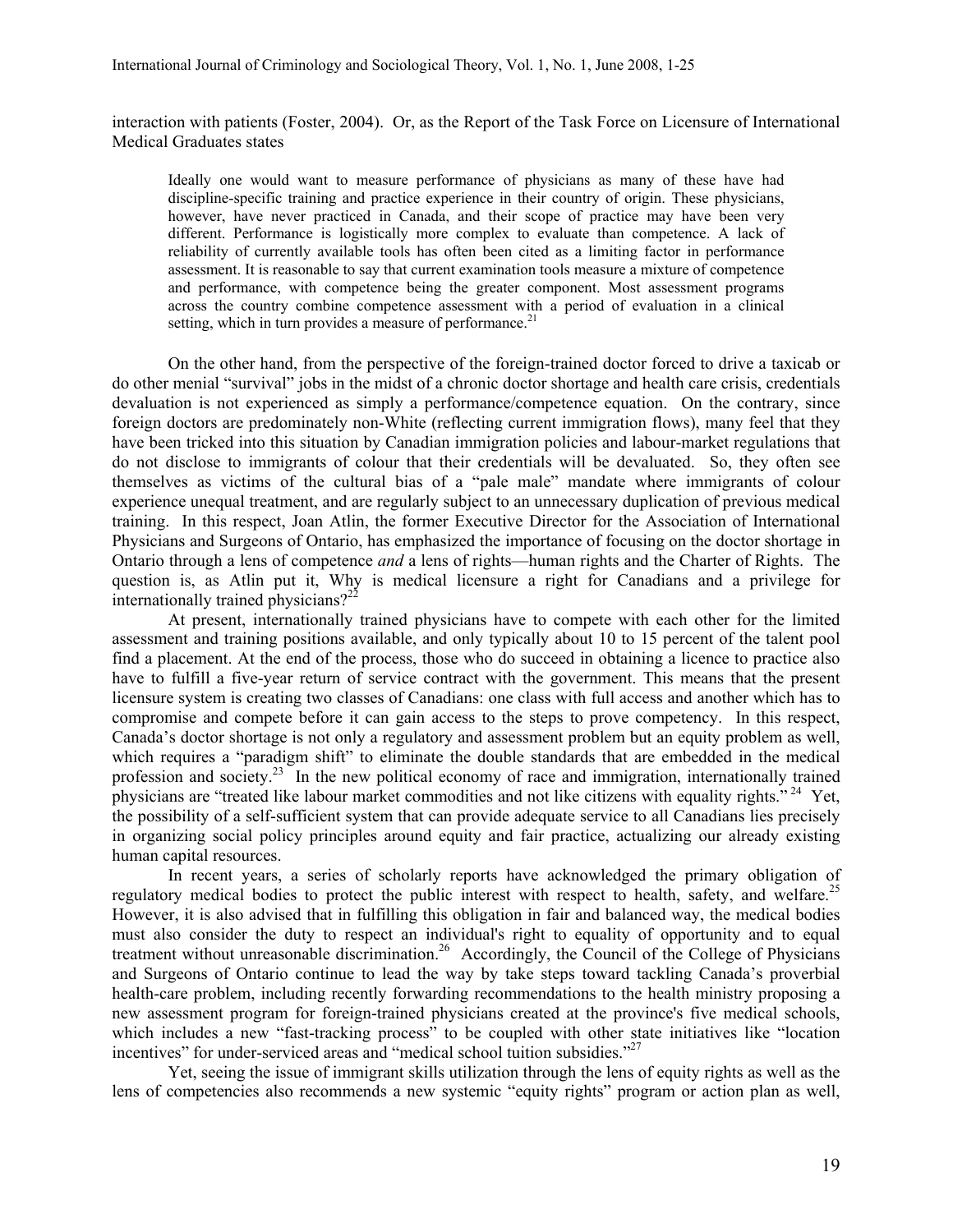interaction with patients (Foster, 2004). Or, as the Report of the Task Force on Licensure of International Medical Graduates states

> Ideally one would want to measure performance of physicians as many of these have had discipline-specific training and practice experience in their country of origin. These physicians, however, have never practiced in Canada, and their scope of practice may have been very different. Performance is logistically more complex to evaluate than competence. A lack of reliability of currently available tools has often been cited as a limiting factor in performance assessment. It is reasonable to say that current examination tools measure a mixture of competence and performance, with competence being the greater component. Most assessment programs across the country combine competence assessment with a period of evaluation in a clinical setting, which in turn provides a measure of performance.[21]

On the other hand, from the perspective of the foreign-trained doctor forced to drive a taxicab or do other menial "survival" jobs in the midst of a chronic doctor shortage and health care crisis, credentials devaluation is not experienced as simply a performance/competence equation. On the contrary, since foreign doctors are predominately non-White (reflecting current immigration flows), many feel that they have been tricked into this situation by Canadian immigration policies and labour-market regulations that do not disclose to immigrants of colour that their credentials will be devaluated. So, they often see themselves as victims of the cultural bias of a "pale male" mandate where immigrants of colour experience unequal treatment, and are regularly subject to an unnecessary duplication of previous medical training. In this respect, Joan Atlin, the former Executive Director for the Association of International Physicians and Surgeons of Ontario, has emphasized the importance of focusing on the doctor shortage in Ontario through a lens of competence *and* a lens of rights—human rights and the Charter of Rights. The question is, as Atlin put it, Why is medical licensure a right for Canadians and a privilege for internationally trained physicians?[22]

At present, internationally trained physicians have to compete with each other for the limited assessment and training positions available, and only typically about 10 to 15 percent of the talent pool find a placement. At the end of the process, those who do succeed in obtaining a licence to practice also have to fulfill a five-year return of service contract with the government. This means that the present licensure system is creating two classes of Canadians: one class with full access and another which has to compromise and compete before it can gain access to the steps to prove competency. In this respect, Canada's doctor shortage is not only a regulatory and assessment problem but an equity problem as well, which requires a "paradigm shift" to eliminate the double standards that are embedded in the medical profession and society.[23] In the new political economy of race and immigration, internationally trained physicians are "treated like labour market commodities and not like citizens with equality rights."[24] Yet, the possibility of a self-sufficient system that can provide adequate service to all Canadians lies precisely in organizing social policy principles around equity and fair practice, actualizing our already existing human capital resources.

In recent years, a series of scholarly reports have acknowledged the primary obligation of regulatory medical bodies to protect the public interest with respect to health, safety, and welfare.[25] However, it is also advised that in fulfilling this obligation in fair and balanced way, the medical bodies must also consider the duty to respect an individual's right to equality of opportunity and to equal treatment without unreasonable discrimination.[26] Accordingly, the Council of the College of Physicians and Surgeons of Ontario continue to lead the way by take steps toward tackling Canada's proverbial health-care problem, including recently forwarding recommendations to the health ministry proposing a new assessment program for foreign-trained physicians created at the province's five medical schools, which includes a new "fast-tracking process" to be coupled with other state initiatives like "location incentives" for under-serviced areas and "medical school tuition subsidies."[27]

Yet, seeing the issue of immigrant skills utilization through the lens of equity rights as well as the lens of competencies also recommends a new systemic "equity rights" program or action plan as well,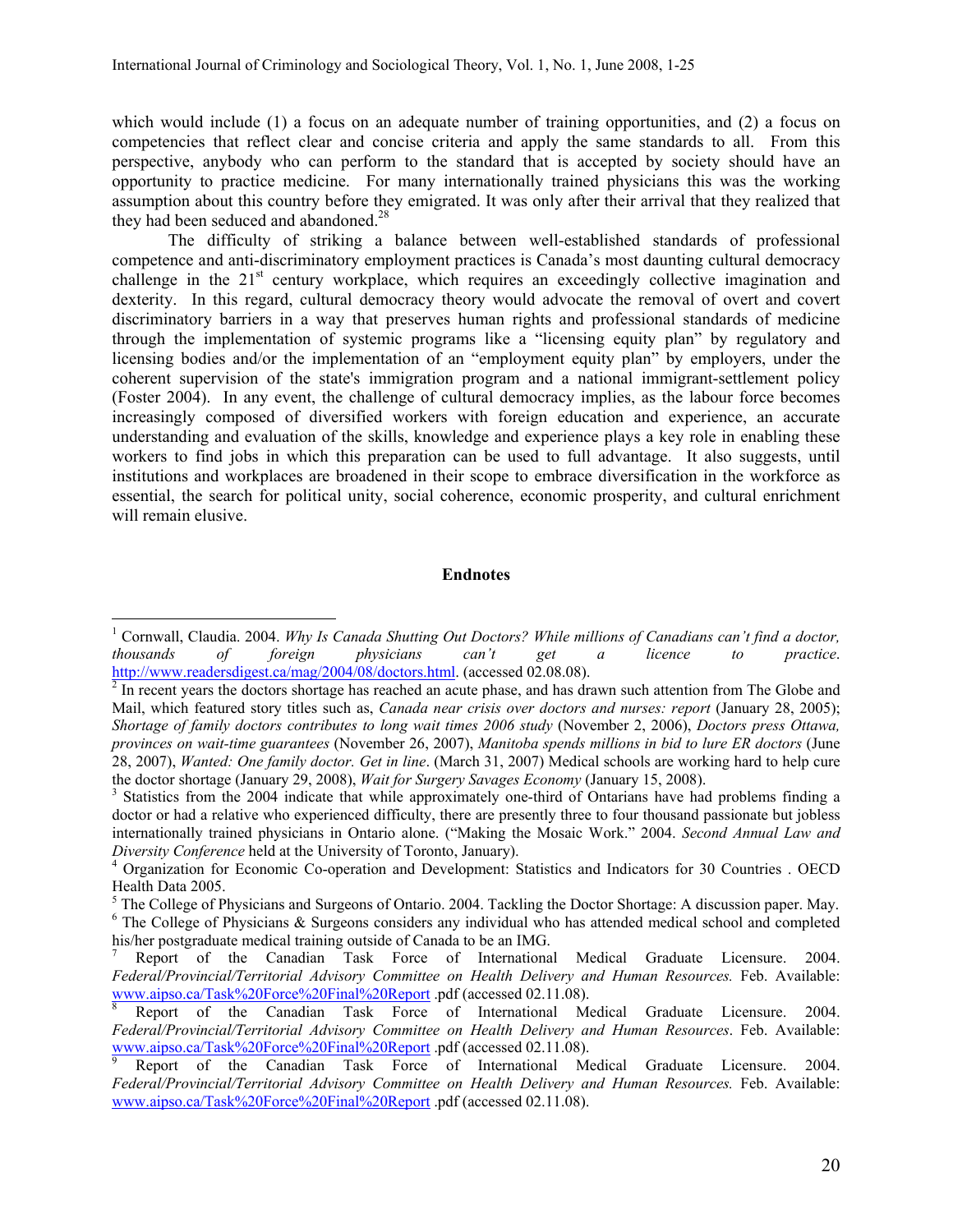which would include (1) a focus on an adequate number of training opportunities, and (2) a focus on competencies that reflect clear and concise criteria and apply the same standards to all. From this perspective, anybody who can perform to the standard that is accepted by society should have an opportunity to practice medicine. For many internationally trained physicians this was the working assumption about this country before they emigrated. It was only after their arrival that they realized that they had been seduced and abandoned.[28]

The difficulty of striking a balance between well-established standards of professional competence and anti-discriminatory employment practices is Canada's most daunting cultural democracy challenge in the 21st century workplace, which requires an exceedingly collective imagination and dexterity. In this regard, cultural democracy theory would advocate the removal of overt and covert discriminatory barriers in a way that preserves human rights and professional standards of medicine through the implementation of systemic programs like a "licensing equity plan" by regulatory and licensing bodies and/or the implementation of an "employment equity plan" by employers, under the coherent supervision of the state's immigration program and a national immigrant-settlement policy (Foster 2004). In any event, the challenge of cultural democracy implies, as the labour force becomes increasingly composed of diversified workers with foreign education and experience, an accurate understanding and evaluation of the skills, knowledge and experience plays a key role in enabling these workers to find jobs in which this preparation can be used to full advantage. It also suggests, until institutions and workplaces are broadened in their scope to embrace diversification in the workforce as essential, the search for political unity, social coherence, economic prosperity, and cultural enrichment will remain elusive.

## Endnotes

[1] Cornwall, Claudia. 2004. *Why Is Canada Shutting Out Doctors? While millions of Canadians can't find a doctor, thousands of foreign physicians can't get a licence to practice*. http://www.readersdigest.ca/mag/2004/08/doctors.html. (accessed 02.08.08).

[2] In recent years the doctors shortage has reached an acute phase, and has drawn such attention from The Globe and Mail, which featured story titles such as, *Canada near crisis over doctors and nurses: report* (January 28, 2005); *Shortage of family doctors contributes to long wait times 2006 study* (November 2, 2006), *Doctors press Ottawa, provinces on wait-time guarantees* (November 26, 2007), *Manitoba spends millions in bid to lure ER doctors* (June 28, 2007), *Wanted: One family doctor. Get in line*. (March 31, 2007) Medical schools are working hard to help cure the doctor shortage (January 29, 2008), *Wait for Surgery Savages Economy* (January 15, 2008).

[3] Statistics from the 2004 indicate that while approximately one-third of Ontarians have had problems finding a doctor or had a relative who experienced difficulty, there are presently three to four thousand passionate but jobless internationally trained physicians in Ontario alone. ("Making the Mosaic Work." 2004. *Second Annual Law and Diversity Conference* held at the University of Toronto, January).

[4] Organization for Economic Co-operation and Development: Statistics and Indicators for 30 Countries . OECD Health Data 2005.

[5] The College of Physicians and Surgeons of Ontario. 2004. Tackling the Doctor Shortage: A discussion paper. May.

[6] The College of Physicians & Surgeons considers any individual who has attended medical school and completed his/her postgraduate medical training outside of Canada to be an IMG.

[7] Report of the Canadian Task Force of International Medical Graduate Licensure. 2004. *Federal/Provincial/Territorial Advisory Committee on Health Delivery and Human Resources.* Feb. Available: www.aipso.ca/Task%20Force%20Final%20Report .pdf (accessed 02.11.08).

[8] Report of the Canadian Task Force of International Medical Graduate Licensure. 2004. *Federal/Provincial/Territorial Advisory Committee on Health Delivery and Human Resources*. Feb. Available: www.aipso.ca/Task%20Force%20Final%20Report .pdf (accessed 02.11.08).

[9] Report of the Canadian Task Force of International Medical Graduate Licensure. 2004. *Federal/Provincial/Territorial Advisory Committee on Health Delivery and Human Resources.* Feb. Available: www.aipso.ca/Task%20Force%20Final%20Report .pdf (accessed 02.11.08).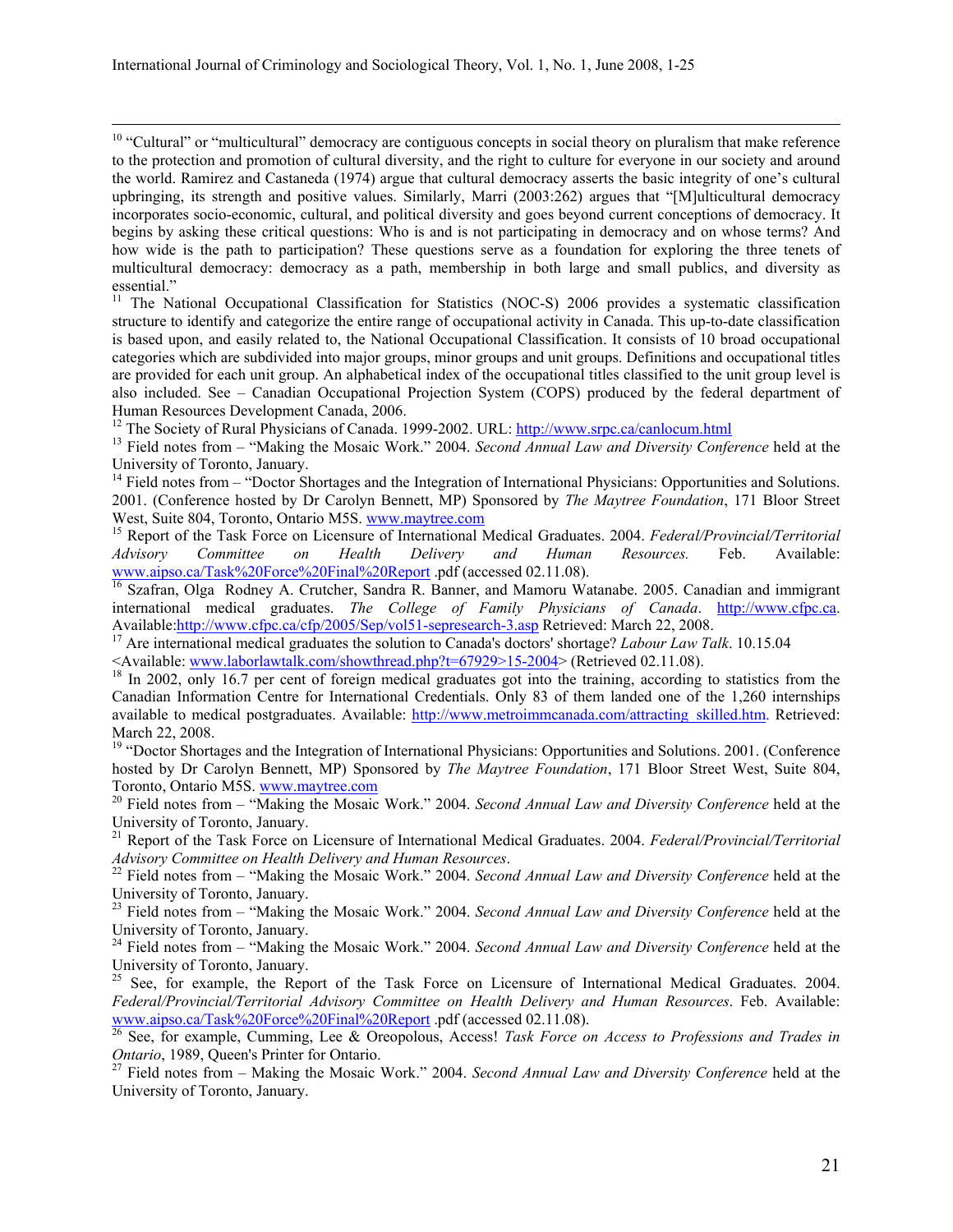[10] "Cultural" or "multicultural" democracy are contiguous concepts in social theory on pluralism that make reference to the protection and promotion of cultural diversity, and the right to culture for everyone in our society and around the world. Ramirez and Castaneda (1974) argue that cultural democracy asserts the basic integrity of one's cultural upbringing, its strength and positive values. Similarly, Marri (2003:262) argues that "[M]ulticultural democracy incorporates socio-economic, cultural, and political diversity and goes beyond current conceptions of democracy. It begins by asking these critical questions: Who is and is not participating in democracy and on whose terms? And how wide is the path to participation? These questions serve as a foundation for exploring the three tenets of multicultural democracy: democracy as a path, membership in both large and small publics, and diversity as essential."

[11] The National Occupational Classification for Statistics (NOC-S) 2006 provides a systematic classification structure to identify and categorize the entire range of occupational activity in Canada. This up-to-date classification is based upon, and easily related to, the National Occupational Classification. It consists of 10 broad occupational categories which are subdivided into major groups, minor groups and unit groups. Definitions and occupational titles are provided for each unit group. An alphabetical index of the occupational titles classified to the unit group level is also included. See – Canadian Occupational Projection System (COPS) produced by the federal department of Human Resources Development Canada, 2006.

[12] The Society of Rural Physicians of Canada. 1999-2002. URL: http://www.srpc.ca/canlocum.html

[13] Field notes from – "Making the Mosaic Work." 2004. *Second Annual Law and Diversity Conference* held at the University of Toronto, January.

[14] Field notes from – "Doctor Shortages and the Integration of International Physicians: Opportunities and Solutions. 2001. (Conference hosted by Dr Carolyn Bennett, MP) Sponsored by *The Maytree Foundation*, 171 Bloor Street West, Suite 804, Toronto, Ontario M5S. www.maytree.com

[15] Report of the Task Force on Licensure of International Medical Graduates. 2004. *Federal/Provincial/Territorial Advisory Committee on Health Delivery and Human Resources.* Feb. Available: www.aipso.ca/Task%20Force%20Final%20Report .pdf (accessed 02.11.08).

[16] Szafran, Olga Rodney A. Crutcher, Sandra R. Banner, and Mamoru Watanabe. 2005. Canadian and immigrant international medical graduates. *The College of Family Physicians of Canada*. http://www.cfpc.ca. Available:http://www.cfpc.ca/cfp/2005/Sep/vol51-sepresearch-3.asp Retrieved: March 22, 2008.

[17] Are international medical graduates the solution to Canada's doctors' shortage? *Labour Law Talk*. 10.15.04 <Available: www.laborlawtalk.com/showthread.php?t=67929>15-2004> (Retrieved 02.11.08).

[18] In 2002, only 16.7 per cent of foreign medical graduates got into the training, according to statistics from the Canadian Information Centre for International Credentials. Only 83 of them landed one of the 1,260 internships available to medical postgraduates. Available: http://www.metroimmcanada.com/attracting_skilled.htm. Retrieved: March 22, 2008.

[19] "Doctor Shortages and the Integration of International Physicians: Opportunities and Solutions. 2001. (Conference hosted by Dr Carolyn Bennett, MP) Sponsored by *The Maytree Foundation*, 171 Bloor Street West, Suite 804, Toronto, Ontario M5S. www.maytree.com

[20] Field notes from – "Making the Mosaic Work." 2004. *Second Annual Law and Diversity Conference* held at the University of Toronto, January.

[21] Report of the Task Force on Licensure of International Medical Graduates. 2004. *Federal/Provincial/Territorial Advisory Committee on Health Delivery and Human Resources*.

[22] Field notes from – "Making the Mosaic Work." 2004. *Second Annual Law and Diversity Conference* held at the University of Toronto, January.

[23] Field notes from – "Making the Mosaic Work." 2004. *Second Annual Law and Diversity Conference* held at the University of Toronto, January.

[24] Field notes from – "Making the Mosaic Work." 2004. *Second Annual Law and Diversity Conference* held at the University of Toronto, January.

[25] See, for example, the Report of the Task Force on Licensure of International Medical Graduates. 2004. *Federal/Provincial/Territorial Advisory Committee on Health Delivery and Human Resources*. Feb. Available: www.aipso.ca/Task%20Force%20Final%20Report .pdf (accessed 02.11.08).

[26] See, for example, Cumming, Lee & Oreopolous, Access! *Task Force on Access to Professions and Trades in Ontario*, 1989, Queen's Printer for Ontario.

[27] Field notes from – Making the Mosaic Work." 2004. *Second Annual Law and Diversity Conference* held at the University of Toronto, January.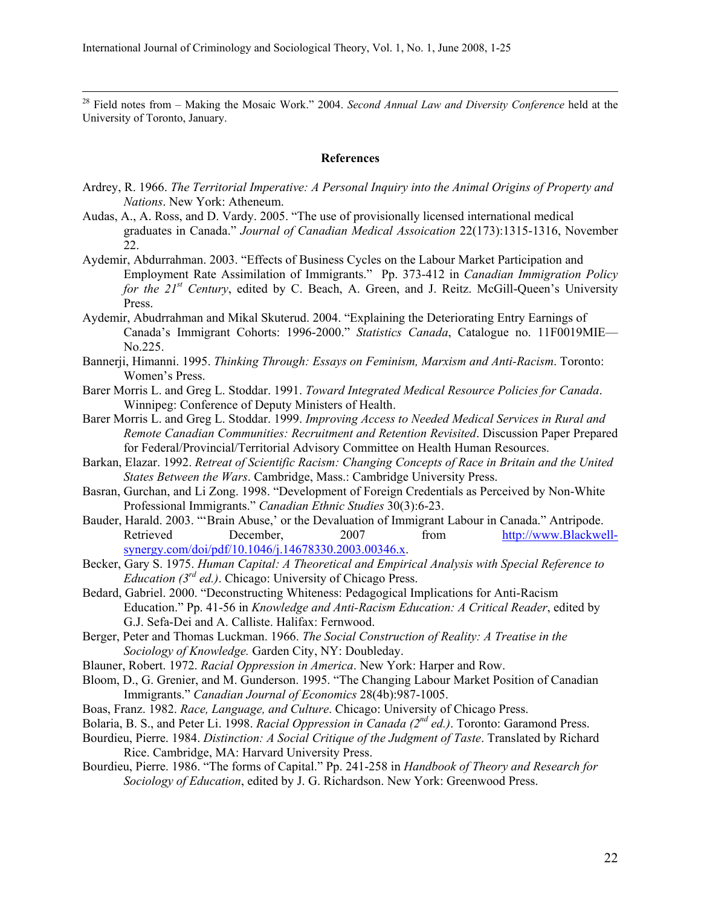[28] Field notes from – Making the Mosaic Work." 2004. *Second Annual Law and Diversity Conference* held at the University of Toronto, January.

**References**

Ardrey, R. 1966. *The Territorial Imperative: A Personal Inquiry into the Animal Origins of Property and Nations*. New York: Atheneum.

Audas, A., A. Ross, and D. Vardy. 2005. "The use of provisionally licensed international medical graduates in Canada." *Journal of Canadian Medical Assoication* 22(173):1315-1316, November 22.

Aydemir, Abdurrahman. 2003. "Effects of Business Cycles on the Labour Market Participation and Employment Rate Assimilation of Immigrants." Pp. 373-412 in *Canadian Immigration Policy for the 21st Century*, edited by C. Beach, A. Green, and J. Reitz. McGill-Queen's University Press.

Aydemir, Abudrrahman and Mikal Skuterud. 2004. "Explaining the Deteriorating Entry Earnings of Canada's Immigrant Cohorts: 1996-2000." *Statistics Canada*, Catalogue no. 11F0019MIE—No.225.

Bannerji, Himanni. 1995. *Thinking Through: Essays on Feminism, Marxism and Anti-Racism*. Toronto: Women's Press.

Barer Morris L. and Greg L. Stoddar. 1991. *Toward Integrated Medical Resource Policies for Canada*. Winnipeg: Conference of Deputy Ministers of Health.

Barer Morris L. and Greg L. Stoddar. 1999. *Improving Access to Needed Medical Services in Rural and Remote Canadian Communities: Recruitment and Retention Revisited*. Discussion Paper Prepared for Federal/Provincial/Territorial Advisory Committee on Health Human Resources.

Barkan, Elazar. 1992. *Retreat of Scientific Racism: Changing Concepts of Race in Britain and the United States Between the Wars*. Cambridge, Mass.: Cambridge University Press.

Basran, Gurchan, and Li Zong. 1998. "Development of Foreign Credentials as Perceived by Non-White Professional Immigrants." *Canadian Ethnic Studies* 30(3):6-23.

Bauder, Harald. 2003. "'Brain Abuse,' or the Devaluation of Immigrant Labour in Canada." Antipode. Retrieved December, 2007 from http://www.Blackwell-synergy.com/doi/pdf/10.1046/j.14678330.2003.00346.x.

Becker, Gary S. 1975. *Human Capital: A Theoretical and Empirical Analysis with Special Reference to Education (3rd ed.)*. Chicago: University of Chicago Press.

Bedard, Gabriel. 2000. "Deconstructing Whiteness: Pedagogical Implications for Anti-Racism Education." Pp. 41-56 in *Knowledge and Anti-Racism Education: A Critical Reader*, edited by G.J. Sefa-Dei and A. Calliste. Halifax: Fernwood.

Berger, Peter and Thomas Luckman. 1966. *The Social Construction of Reality: A Treatise in the Sociology of Knowledge.* Garden City, NY: Doubleday.

Blauner, Robert. 1972. *Racial Oppression in America*. New York: Harper and Row.

Bloom, D., G. Grenier, and M. Gunderson. 1995. "The Changing Labour Market Position of Canadian Immigrants." *Canadian Journal of Economics* 28(4b):987-1005.

Boas, Franz. 1982. *Race, Language, and Culture*. Chicago: University of Chicago Press.

Bolaria, B. S., and Peter Li. 1998. *Racial Oppression in Canada (2nd ed.)*. Toronto: Garamond Press.

Bourdieu, Pierre. 1984. *Distinction: A Social Critique of the Judgment of Taste*. Translated by Richard Rice. Cambridge, MA: Harvard University Press.

Bourdieu, Pierre. 1986. "The forms of Capital." Pp. 241-258 in *Handbook of Theory and Research for Sociology of Education*, edited by J. G. Richardson. New York: Greenwood Press.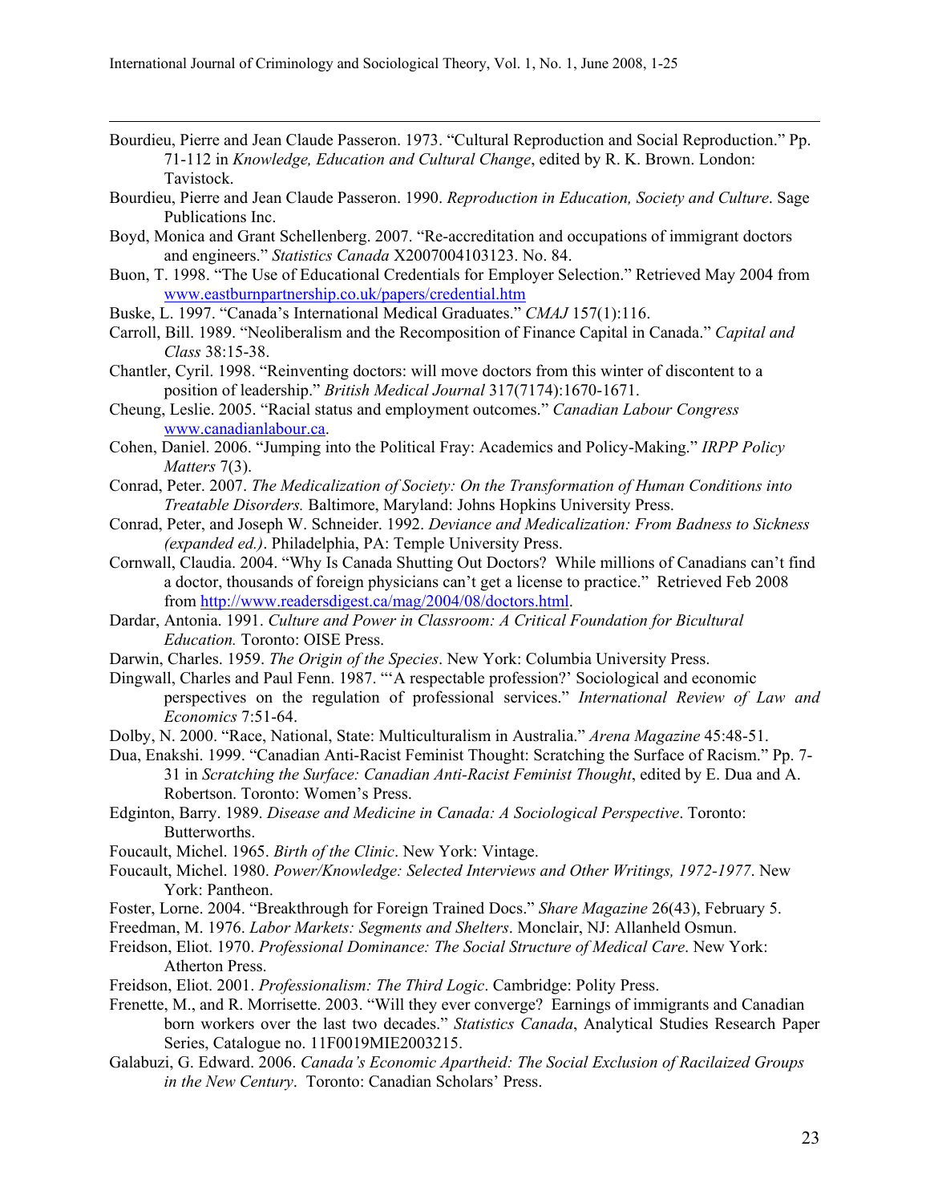Bourdieu, Pierre and Jean Claude Passeron. 1973. "Cultural Reproduction and Social Reproduction." Pp. 71-112 in *Knowledge, Education and Cultural Change*, edited by R. K. Brown. London: Tavistock.

Bourdieu, Pierre and Jean Claude Passeron. 1990. *Reproduction in Education, Society and Culture*. Sage Publications Inc.

Boyd, Monica and Grant Schellenberg. 2007. "Re-accreditation and occupations of immigrant doctors and engineers." *Statistics Canada* X2007004103123. No. 84.

Buon, T. 1998. "The Use of Educational Credentials for Employer Selection." Retrieved May 2004 from www.eastburnpartnership.co.uk/papers/credential.htm

Buske, L. 1997. "Canada's International Medical Graduates." *CMAJ* 157(1):116.

Carroll, Bill. 1989. "Neoliberalism and the Recomposition of Finance Capital in Canada." *Capital and Class* 38:15-38.

Chantler, Cyril. 1998. "Reinventing doctors: will move doctors from this winter of discontent to a position of leadership." *British Medical Journal* 317(7174):1670-1671.

Cheung, Leslie. 2005. "Racial status and employment outcomes." *Canadian Labour Congress* www.canadianlabour.ca.

Cohen, Daniel. 2006. "Jumping into the Political Fray: Academics and Policy-Making." *IRPP Policy Matters* 7(3).

Conrad, Peter. 2007. *The Medicalization of Society: On the Transformation of Human Conditions into Treatable Disorders.* Baltimore, Maryland: Johns Hopkins University Press.

Conrad, Peter, and Joseph W. Schneider. 1992. *Deviance and Medicalization: From Badness to Sickness (expanded ed.)*. Philadelphia, PA: Temple University Press.

Cornwall, Claudia. 2004. "Why Is Canada Shutting Out Doctors? While millions of Canadians can't find a doctor, thousands of foreign physicians can't get a license to practice." Retrieved Feb 2008 from http://www.readersdigest.ca/mag/2004/08/doctors.html.

Dardar, Antonia. 1991. *Culture and Power in Classroom: A Critical Foundation for Bicultural Education.* Toronto: OISE Press.

Darwin, Charles. 1959. *The Origin of the Species*. New York: Columbia University Press.

Dingwall, Charles and Paul Fenn. 1987. "'A respectable profession?' Sociological and economic perspectives on the regulation of professional services." *International Review of Law and Economics* 7:51-64.

Dolby, N. 2000. "Race, National, State: Multiculturalism in Australia." *Arena Magazine* 45:48-51.

Dua, Enakshi. 1999. "Canadian Anti-Racist Feminist Thought: Scratching the Surface of Racism." Pp. 7-31 in *Scratching the Surface: Canadian Anti-Racist Feminist Thought*, edited by E. Dua and A. Robertson. Toronto: Women's Press.

Edginton, Barry. 1989. *Disease and Medicine in Canada: A Sociological Perspective*. Toronto: Butterworths.

Foucault, Michel. 1965. *Birth of the Clinic*. New York: Vintage.

Foucault, Michel. 1980. *Power/Knowledge: Selected Interviews and Other Writings, 1972-1977*. New York: Pantheon.

Foster, Lorne. 2004. "Breakthrough for Foreign Trained Docs." *Share Magazine* 26(43), February 5.

Freedman, M. 1976. *Labor Markets: Segments and Shelters*. Monclair, NJ: Allanheld Osmun.

Freidson, Eliot. 1970. *Professional Dominance: The Social Structure of Medical Care*. New York: Atherton Press.

Freidson, Eliot. 2001. *Professionalism: The Third Logic*. Cambridge: Polity Press.

Frenette, M., and R. Morrisette. 2003. "Will they ever converge? Earnings of immigrants and Canadian born workers over the last two decades." *Statistics Canada*, Analytical Studies Research Paper Series, Catalogue no. 11F0019MIE2003215.

Galabuzi, G. Edward. 2006. *Canada's Economic Apartheid: The Social Exclusion of Racilaized Groups in the New Century*. Toronto: Canadian Scholars' Press.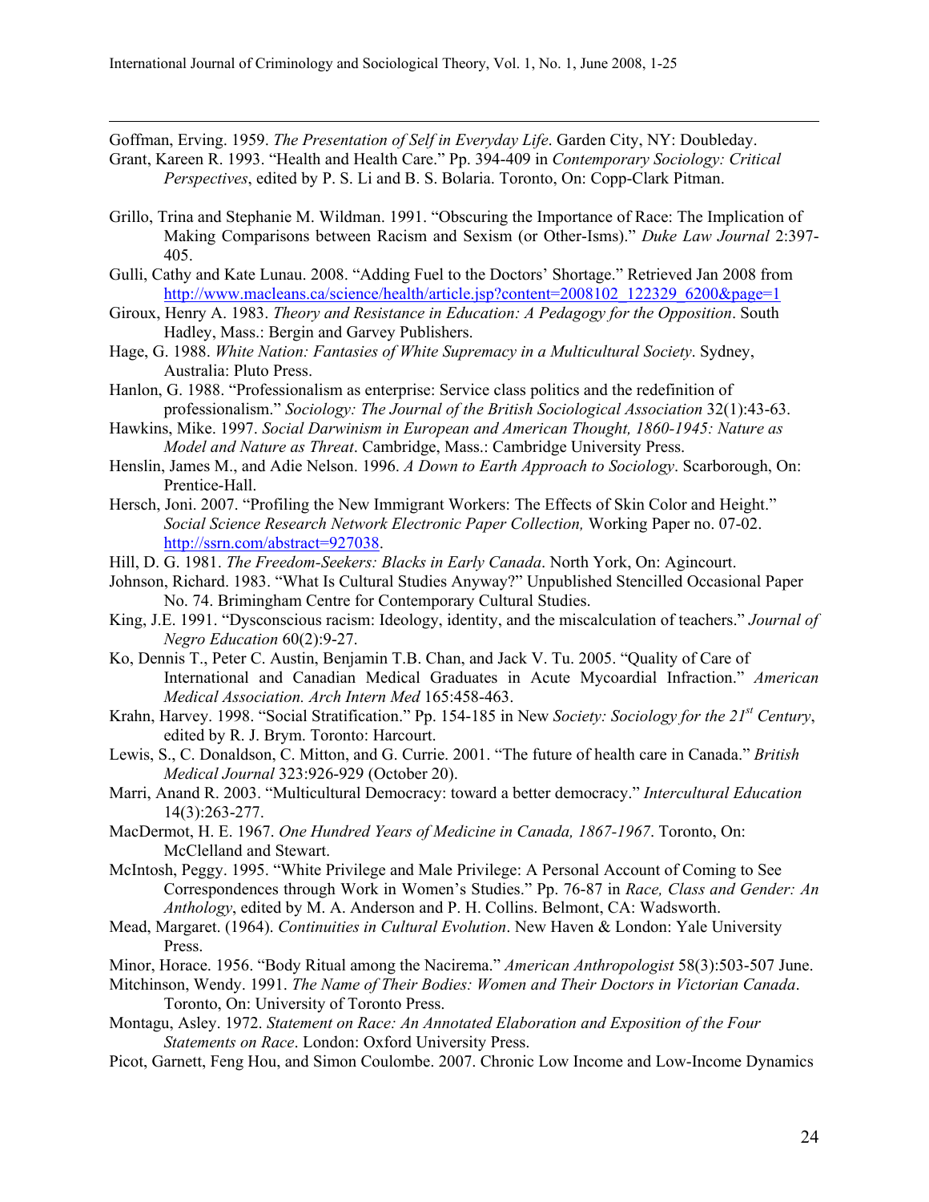Goffman, Erving. 1959. *The Presentation of Self in Everyday Life*. Garden City, NY: Doubleday.

Grant, Kareen R. 1993. "Health and Health Care." Pp. 394-409 in *Contemporary Sociology: Critical Perspectives*, edited by P. S. Li and B. S. Bolaria. Toronto, On: Copp-Clark Pitman.

Grillo, Trina and Stephanie M. Wildman. 1991. "Obscuring the Importance of Race: The Implication of Making Comparisons between Racism and Sexism (or Other-Isms)." *Duke Law Journal* 2:397-405.

Gulli, Cathy and Kate Lunau. 2008. "Adding Fuel to the Doctors' Shortage." Retrieved Jan 2008 from http://www.macleans.ca/science/health/article.jsp?content=2008102_122329_6200&page=1

Giroux, Henry A. 1983. *Theory and Resistance in Education: A Pedagogy for the Opposition*. South Hadley, Mass.: Bergin and Garvey Publishers.

Hage, G. 1988. *White Nation: Fantasies of White Supremacy in a Multicultural Society*. Sydney, Australia: Pluto Press.

Hanlon, G. 1988. "Professionalism as enterprise: Service class politics and the redefinition of professionalism." *Sociology: The Journal of the British Sociological Association* 32(1):43-63.

Hawkins, Mike. 1997. *Social Darwinism in European and American Thought, 1860-1945: Nature as Model and Nature as Threat*. Cambridge, Mass.: Cambridge University Press.

Henslin, James M., and Adie Nelson. 1996. *A Down to Earth Approach to Sociology*. Scarborough, On: Prentice-Hall.

Hersch, Joni. 2007. "Profiling the New Immigrant Workers: The Effects of Skin Color and Height." *Social Science Research Network Electronic Paper Collection,* Working Paper no. 07-02. http://ssrn.com/abstract=927038.

Hill, D. G. 1981. *The Freedom-Seekers: Blacks in Early Canada*. North York, On: Agincourt.

Johnson, Richard. 1983. "What Is Cultural Studies Anyway?" Unpublished Stencilled Occasional Paper No. 74. Brimingham Centre for Contemporary Cultural Studies.

King, J.E. 1991. "Dysconscious racism: Ideology, identity, and the miscalculation of teachers." *Journal of Negro Education* 60(2):9-27.

Ko, Dennis T., Peter C. Austin, Benjamin T.B. Chan, and Jack V. Tu. 2005. "Quality of Care of International and Canadian Medical Graduates in Acute Mycoardial Infraction." *American Medical Association. Arch Intern Med* 165:458-463.

Krahn, Harvey. 1998. "Social Stratification." Pp. 154-185 in New *Society: Sociology for the 21st Century*, edited by R. J. Brym. Toronto: Harcourt.

Lewis, S., C. Donaldson, C. Mitton, and G. Currie. 2001. "The future of health care in Canada." *British Medical Journal* 323:926-929 (October 20).

Marri, Anand R. 2003. "Multicultural Democracy: toward a better democracy." *Intercultural Education* 14(3):263-277.

MacDermot, H. E. 1967. *One Hundred Years of Medicine in Canada, 1867-1967*. Toronto, On: McClelland and Stewart.

McIntosh, Peggy. 1995. "White Privilege and Male Privilege: A Personal Account of Coming to See Correspondences through Work in Women's Studies." Pp. 76-87 in *Race, Class and Gender: An Anthology*, edited by M. A. Anderson and P. H. Collins. Belmont, CA: Wadsworth.

Mead, Margaret. (1964). *Continuities in Cultural Evolution*. New Haven & London: Yale University Press.

Minor, Horace. 1956. "Body Ritual among the Nacirema." *American Anthropologist* 58(3):503-507 June.

Mitchinson, Wendy. 1991. *The Name of Their Bodies: Women and Their Doctors in Victorian Canada*. Toronto, On: University of Toronto Press.

Montagu, Asley. 1972. *Statement on Race: An Annotated Elaboration and Exposition of the Four Statements on Race*. London: Oxford University Press.

Picot, Garnett, Feng Hou, and Simon Coulombe. 2007. Chronic Low Income and Low-Income Dynamics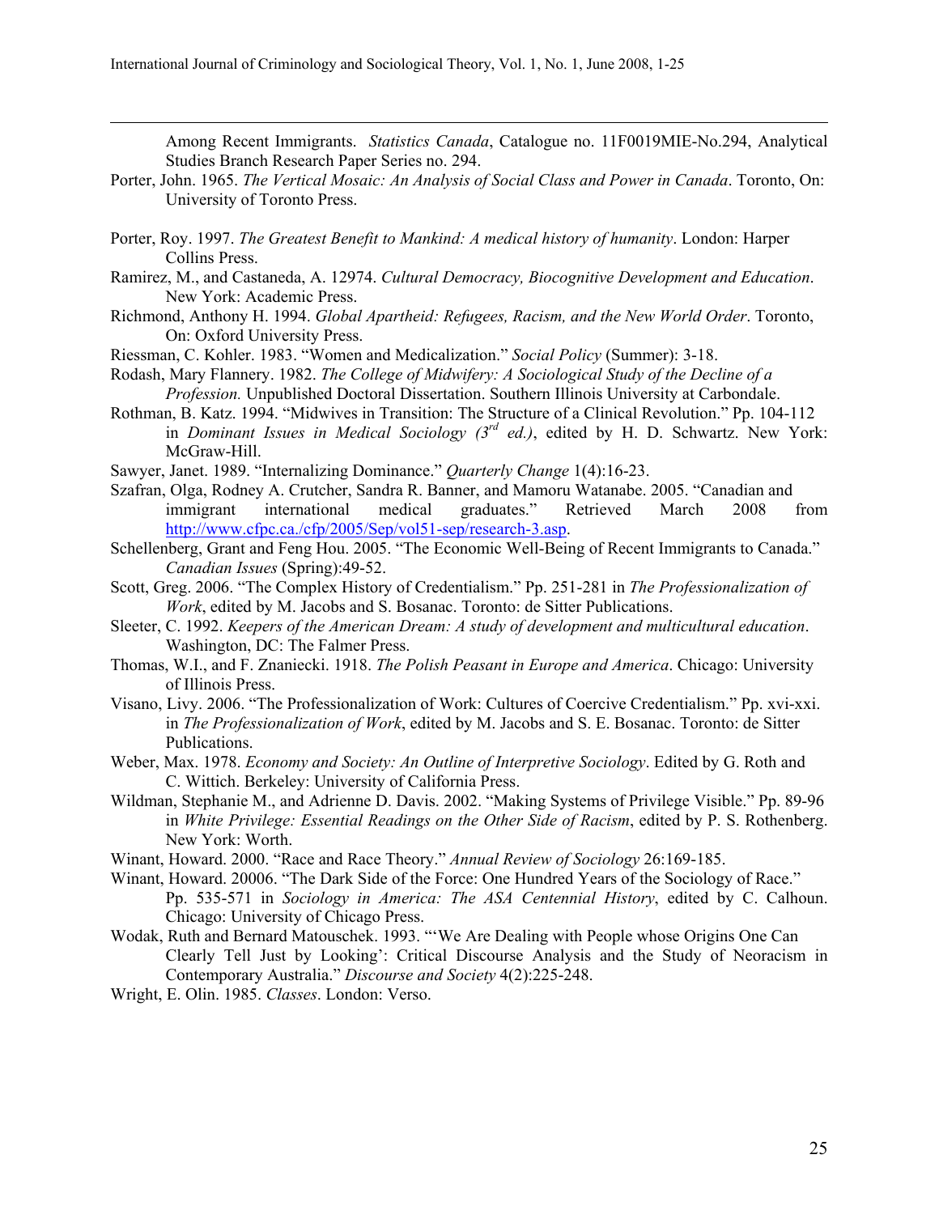Among Recent Immigrants. *Statistics Canada*, Catalogue no. 11F0019MIE-No.294, Analytical Studies Branch Research Paper Series no. 294.

Porter, John. 1965. *The Vertical Mosaic: An Analysis of Social Class and Power in Canada*. Toronto, On: University of Toronto Press.

Porter, Roy. 1997. *The Greatest Benefit to Mankind: A medical history of humanity*. London: Harper Collins Press.

Ramirez, M., and Castaneda, A. 12974. *Cultural Democracy, Biocognitive Development and Education*. New York: Academic Press.

Richmond, Anthony H. 1994. *Global Apartheid: Refugees, Racism, and the New World Order*. Toronto, On: Oxford University Press.

Riessman, C. Kohler. 1983. "Women and Medicalization." *Social Policy* (Summer): 3-18.

Rodash, Mary Flannery. 1982. *The College of Midwifery: A Sociological Study of the Decline of a Profession.* Unpublished Doctoral Dissertation. Southern Illinois University at Carbondale.

Rothman, B. Katz. 1994. "Midwives in Transition: The Structure of a Clinical Revolution." Pp. 104-112 in *Dominant Issues in Medical Sociology (3rd ed.)*, edited by H. D. Schwartz. New York: McGraw-Hill.

Sawyer, Janet. 1989. "Internalizing Dominance." *Quarterly Change* 1(4):16-23.

Szafran, Olga, Rodney A. Crutcher, Sandra R. Banner, and Mamoru Watanabe. 2005. "Canadian and immigrant international medical graduates." Retrieved March 2008 from http://www.cfpc.ca./cfp/2005/Sep/vol51-sep/research-3.asp.

Schellenberg, Grant and Feng Hou. 2005. "The Economic Well-Being of Recent Immigrants to Canada." *Canadian Issues* (Spring):49-52.

Scott, Greg. 2006. "The Complex History of Credentialism." Pp. 251-281 in *The Professionalization of Work*, edited by M. Jacobs and S. Bosanac. Toronto: de Sitter Publications.

Sleeter, C. 1992. *Keepers of the American Dream: A study of development and multicultural education*. Washington, DC: The Falmer Press.

Thomas, W.I., and F. Znaniecki. 1918. *The Polish Peasant in Europe and America*. Chicago: University of Illinois Press.

Visano, Livy. 2006. "The Professionalization of Work: Cultures of Coercive Credentialism." Pp. xvi-xxi. in *The Professionalization of Work*, edited by M. Jacobs and S. E. Bosanac. Toronto: de Sitter Publications.

Weber, Max. 1978. *Economy and Society: An Outline of Interpretive Sociology*. Edited by G. Roth and C. Wittich. Berkeley: University of California Press.

Wildman, Stephanie M., and Adrienne D. Davis. 2002. "Making Systems of Privilege Visible." Pp. 89-96 in *White Privilege: Essential Readings on the Other Side of Racism*, edited by P. S. Rothenberg. New York: Worth.

Winant, Howard. 2000. "Race and Race Theory." *Annual Review of Sociology* 26:169-185.

Winant, Howard. 20006. "The Dark Side of the Force: One Hundred Years of the Sociology of Race." Pp. 535-571 in *Sociology in America: The ASA Centennial History*, edited by C. Calhoun. Chicago: University of Chicago Press.

Wodak, Ruth and Bernard Matouschek. 1993. "'We Are Dealing with People whose Origins One Can Clearly Tell Just by Looking': Critical Discourse Analysis and the Study of Neoracism in Contemporary Australia." *Discourse and Society* 4(2):225-248.

Wright, E. Olin. 1985. *Classes*. London: Verso.